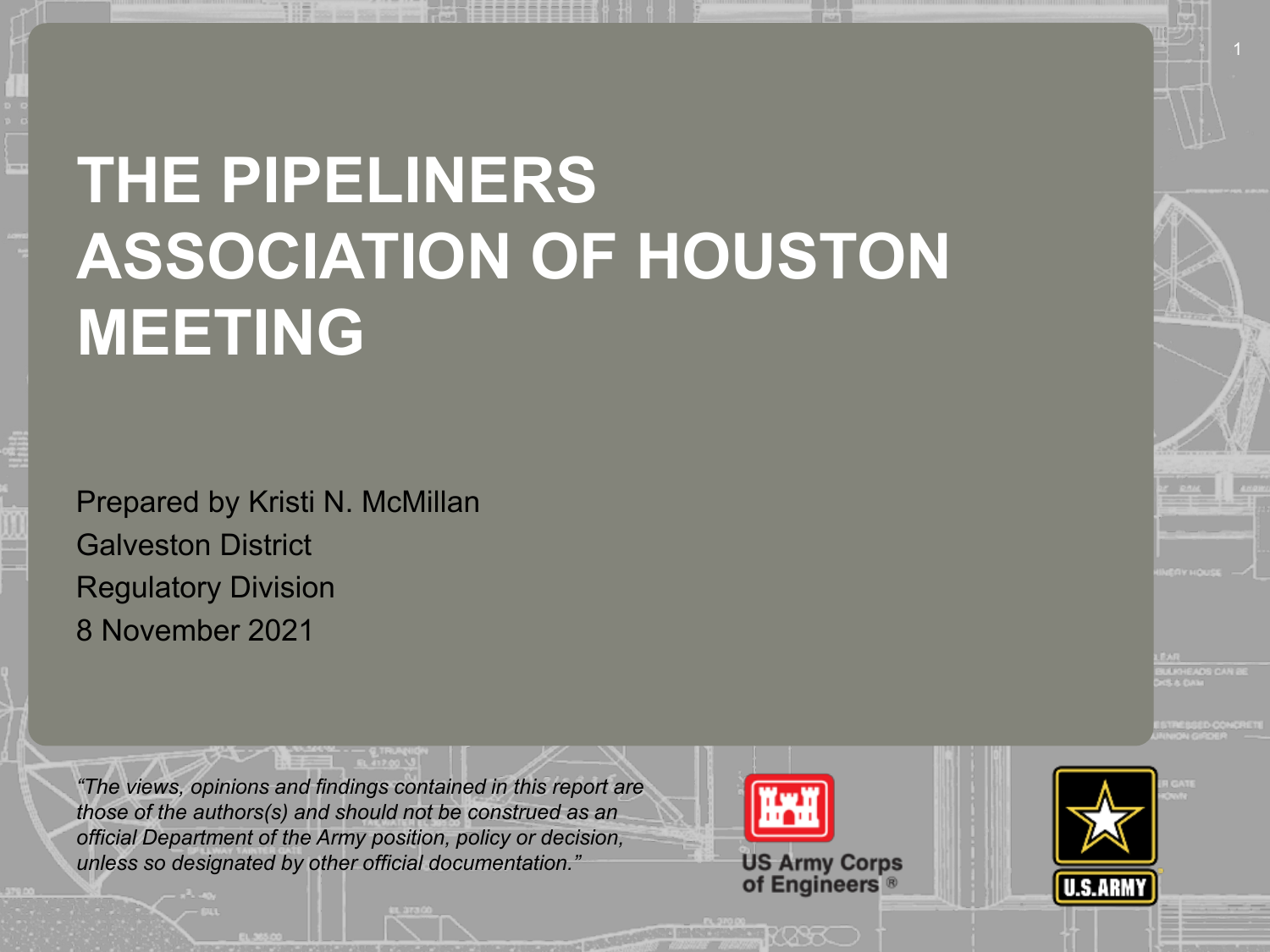# THE PIPELINERS ASSOCIATION OF HOUSTON MEETING

Prepared by Kristi N. McMillan
Galveston District
Regulatory Division
8 November 2021

*"The views, opinions and findings contained in this report are those of the authors(s) and should not be construed as an official Department of the Army position, policy or decision, unless so designated by other official documentation."*

US Army Corps of Engineers®

U.S. ARMY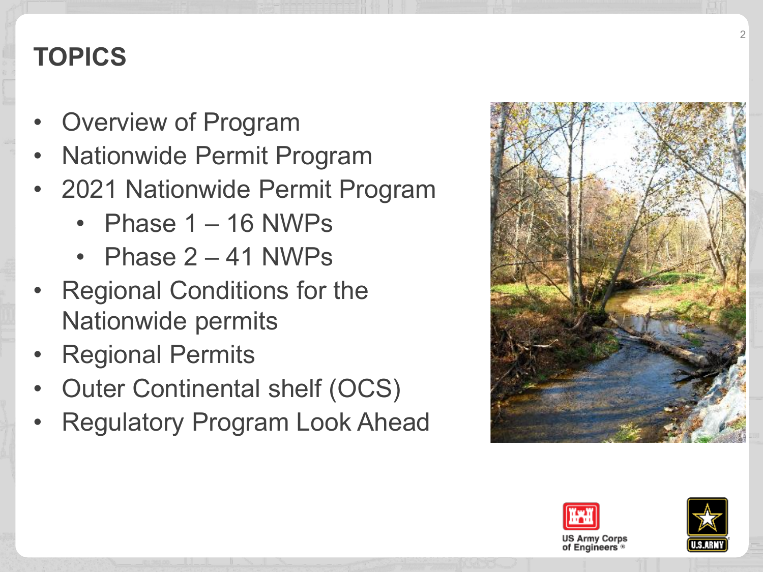# TOPICS

- Overview of Program
- Nationwide Permit Program
- 2021 Nationwide Permit Program
  - Phase 1 – 16 NWPs
  - Phase 2 – 41 NWPs
- Regional Conditions for the Nationwide permits
- Regional Permits
- Outer Continental shelf (OCS)
- Regulatory Program Look Ahead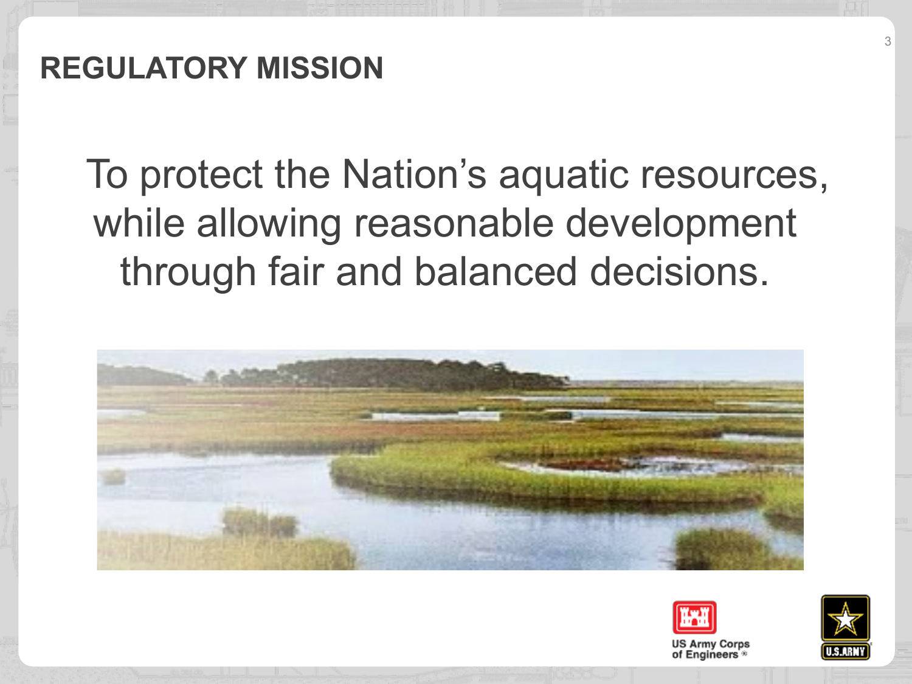# REGULATORY MISSION

To protect the Nation's aquatic resources, while allowing reasonable development through fair and balanced decisions.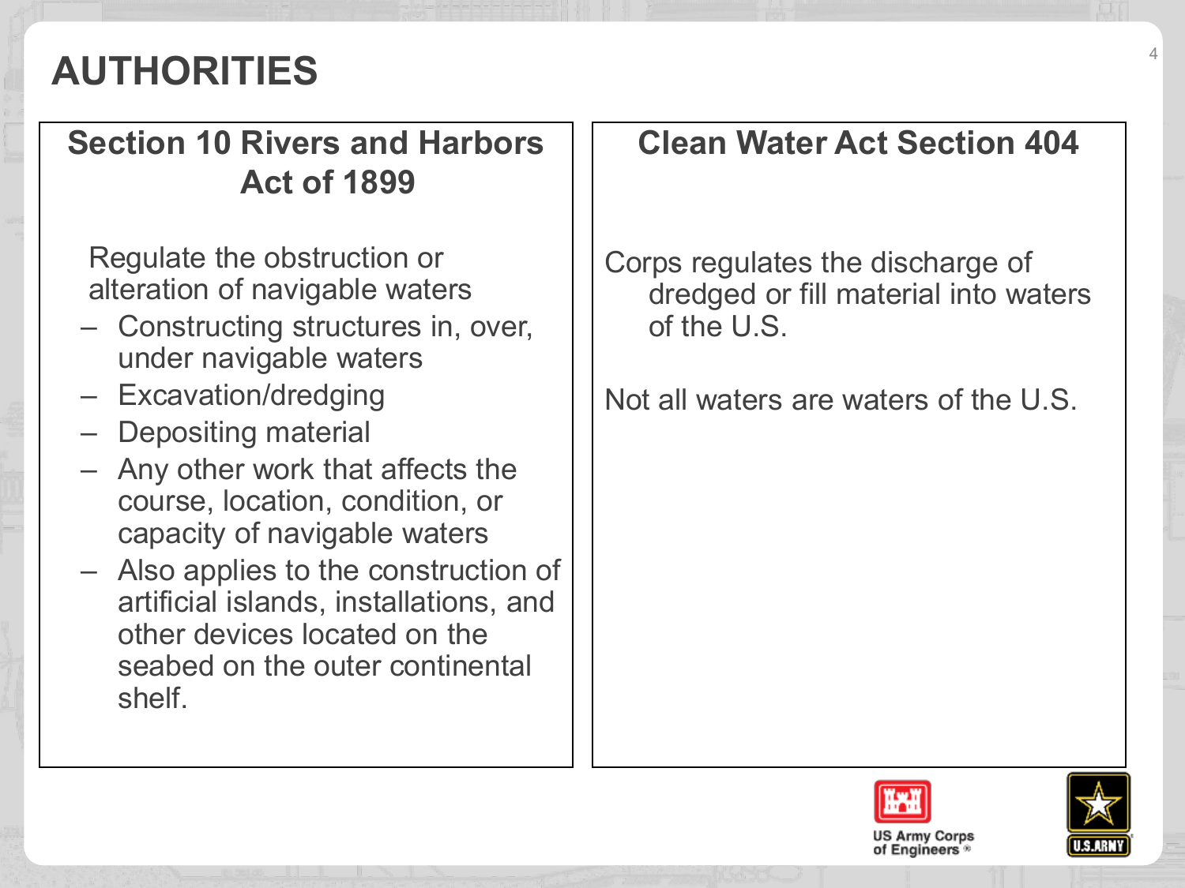# AUTHORITIES

## Section 10 Rivers and Harbors Act of 1899

Regulate the obstruction or alteration of navigable waters

- Constructing structures in, over, under navigable waters
- Excavation/dredging
- Depositing material
- Any other work that affects the course, location, condition, or capacity of navigable waters
- Also applies to the construction of artificial islands, installations, and other devices located on the seabed on the outer continental shelf.

## Clean Water Act Section 404

Corps regulates the discharge of dredged or fill material into waters of the U.S.

Not all waters are waters of the U.S.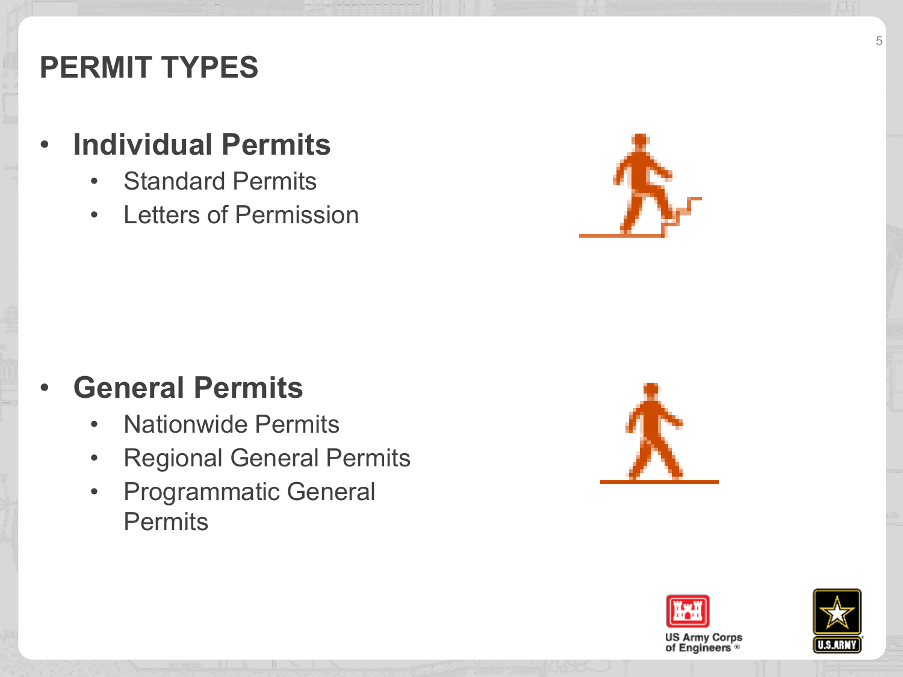# PERMIT TYPES

- **Individual Permits**
  - Standard Permits
  - Letters of Permission

- **General Permits**
  - Nationwide Permits
  - Regional General Permits
  - Programmatic General Permits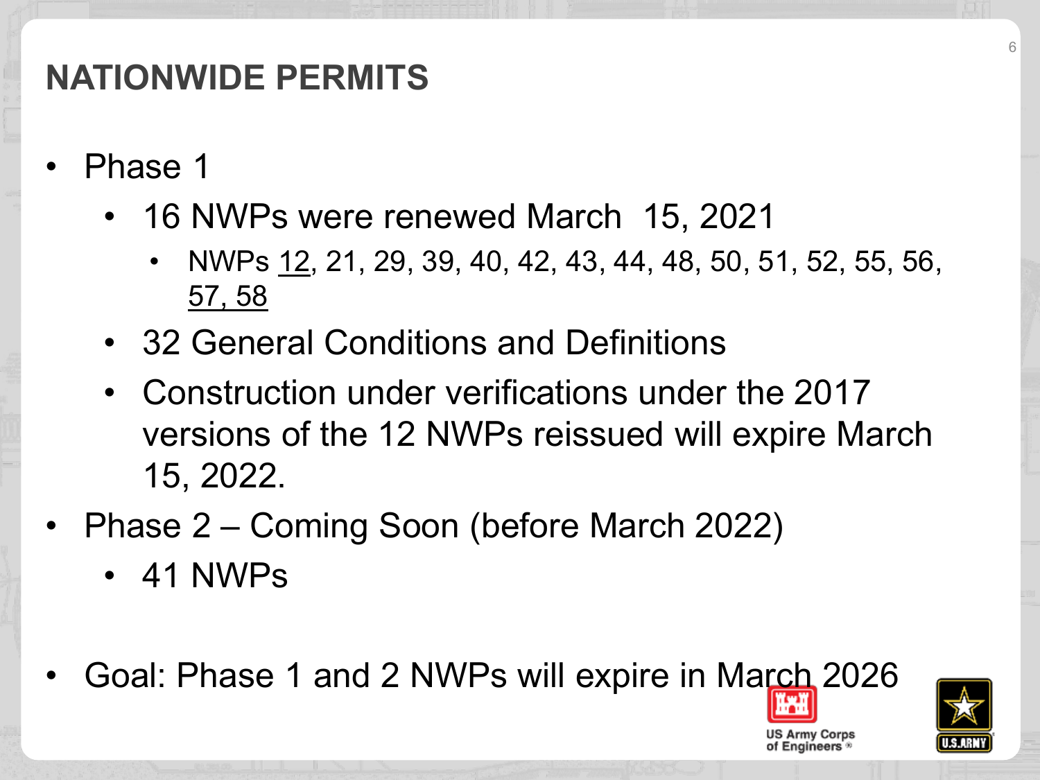# NATIONWIDE PERMITS

- Phase 1
  - 16 NWPs were renewed March 15, 2021
    - NWPs <u>12</u>, 21, 29, 39, 40, 42, 43, 44, 48, 50, 51, 52, 55, 56, <u>57, 58</u>
  - 32 General Conditions and Definitions
  - Construction under verifications under the 2017 versions of the 12 NWPs reissued will expire March 15, 2022.
- Phase 2 – Coming Soon (before March 2022)
  - 41 NWPs
- Goal: Phase 1 and 2 NWPs will expire in March 2026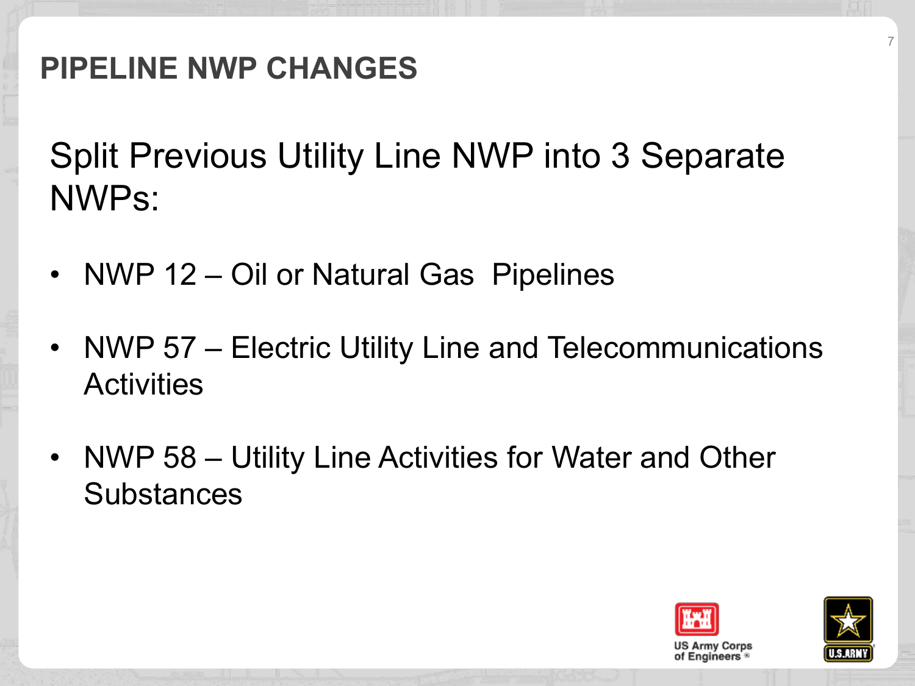# PIPELINE NWP CHANGES

Split Previous Utility Line NWP into 3 Separate NWPs:

- NWP 12 – Oil or Natural Gas Pipelines
- NWP 57 – Electric Utility Line and Telecommunications Activities
- NWP 58 – Utility Line Activities for Water and Other Substances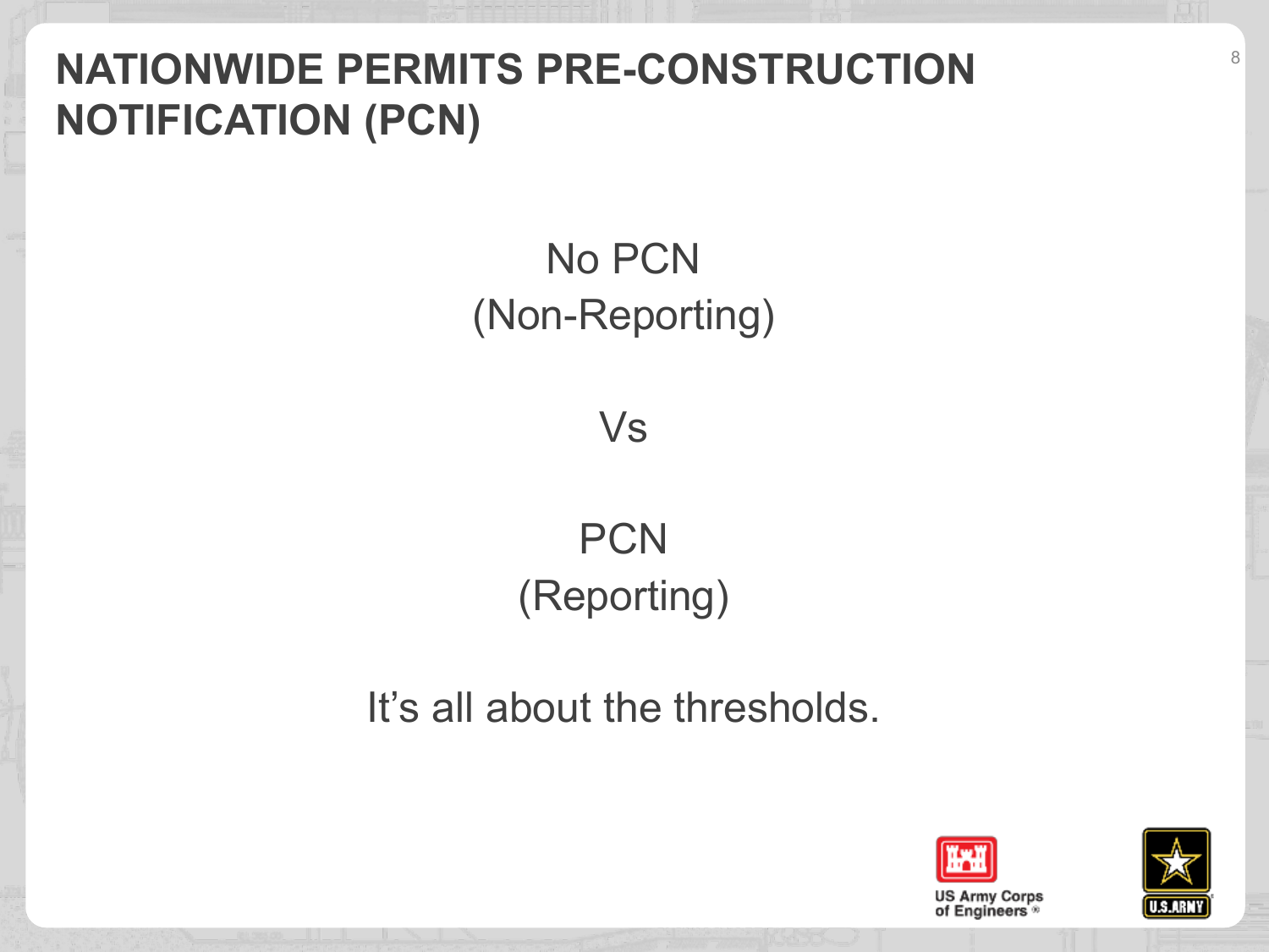# NATIONWIDE PERMITS PRE-CONSTRUCTION NOTIFICATION (PCN)

No PCN
(Non-Reporting)

Vs

PCN
(Reporting)

It's all about the thresholds.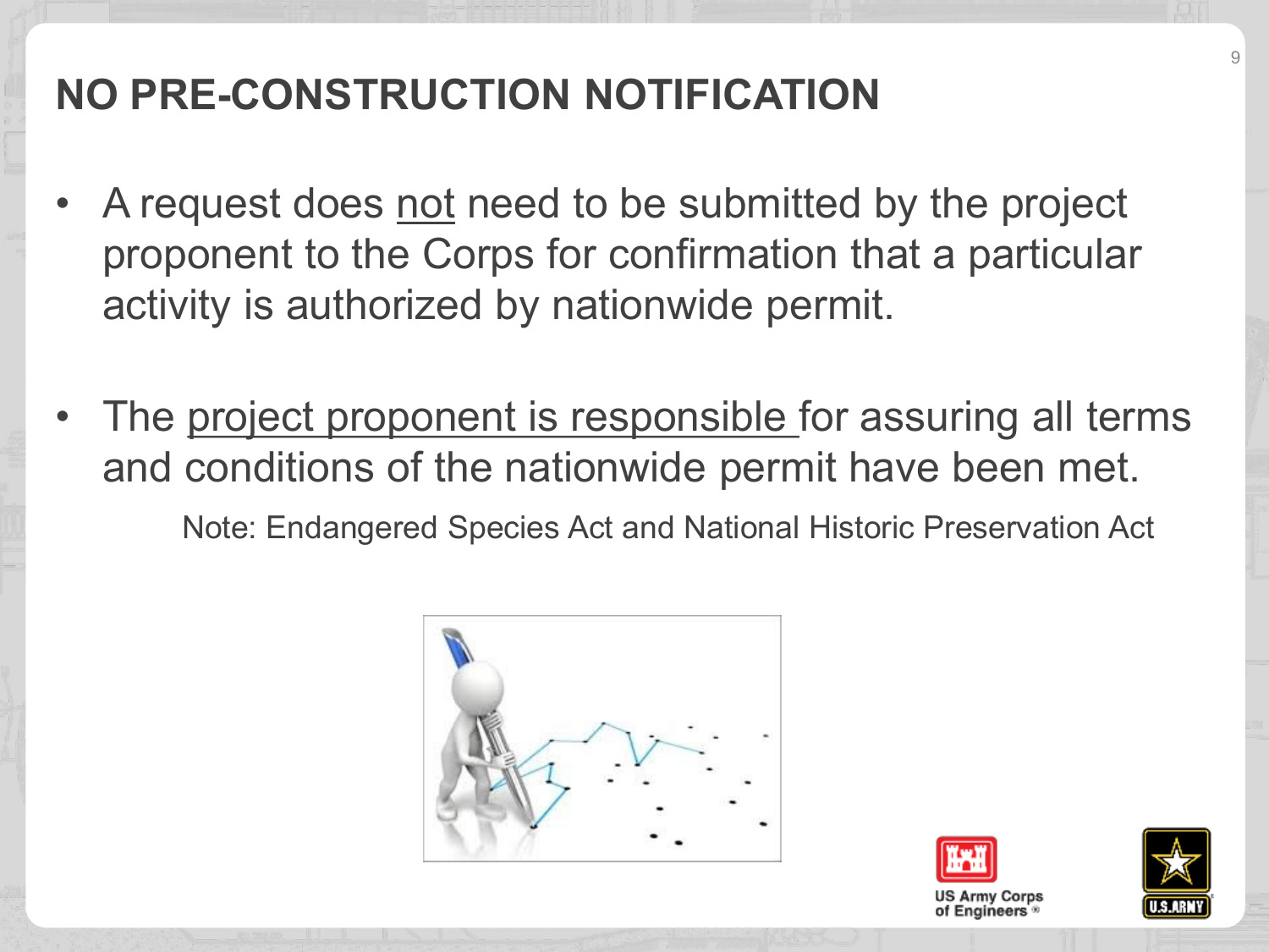# NO PRE-CONSTRUCTION NOTIFICATION

- A request does not need to be submitted by the project proponent to the Corps for confirmation that a particular activity is authorized by nationwide permit.
- The project proponent is responsible for assuring all terms and conditions of the nationwide permit have been met.

  Note: Endangered Species Act and National Historic Preservation Act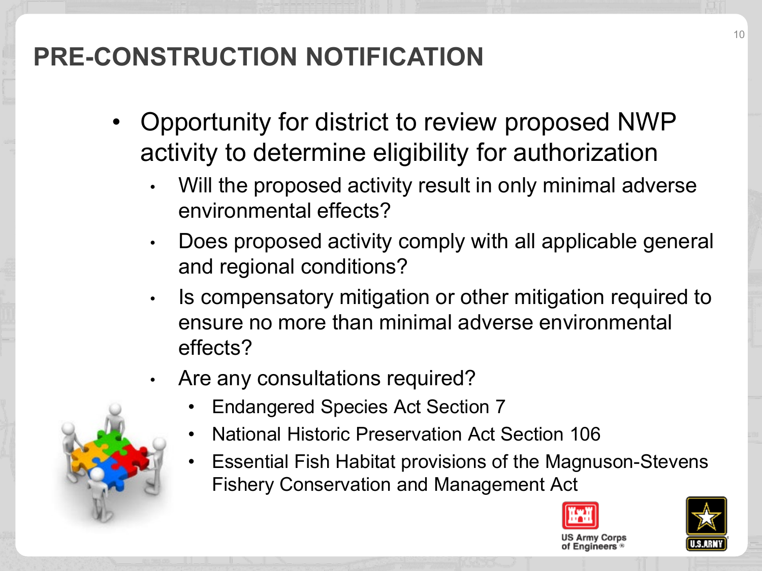# PRE-CONSTRUCTION NOTIFICATION

- Opportunity for district to review proposed NWP activity to determine eligibility for authorization
  - Will the proposed activity result in only minimal adverse environmental effects?
  - Does proposed activity comply with all applicable general and regional conditions?
  - Is compensatory mitigation or other mitigation required to ensure no more than minimal adverse environmental effects?
  - Are any consultations required?
    - Endangered Species Act Section 7
    - National Historic Preservation Act Section 106
    - Essential Fish Habitat provisions of the Magnuson-Stevens Fishery Conservation and Management Act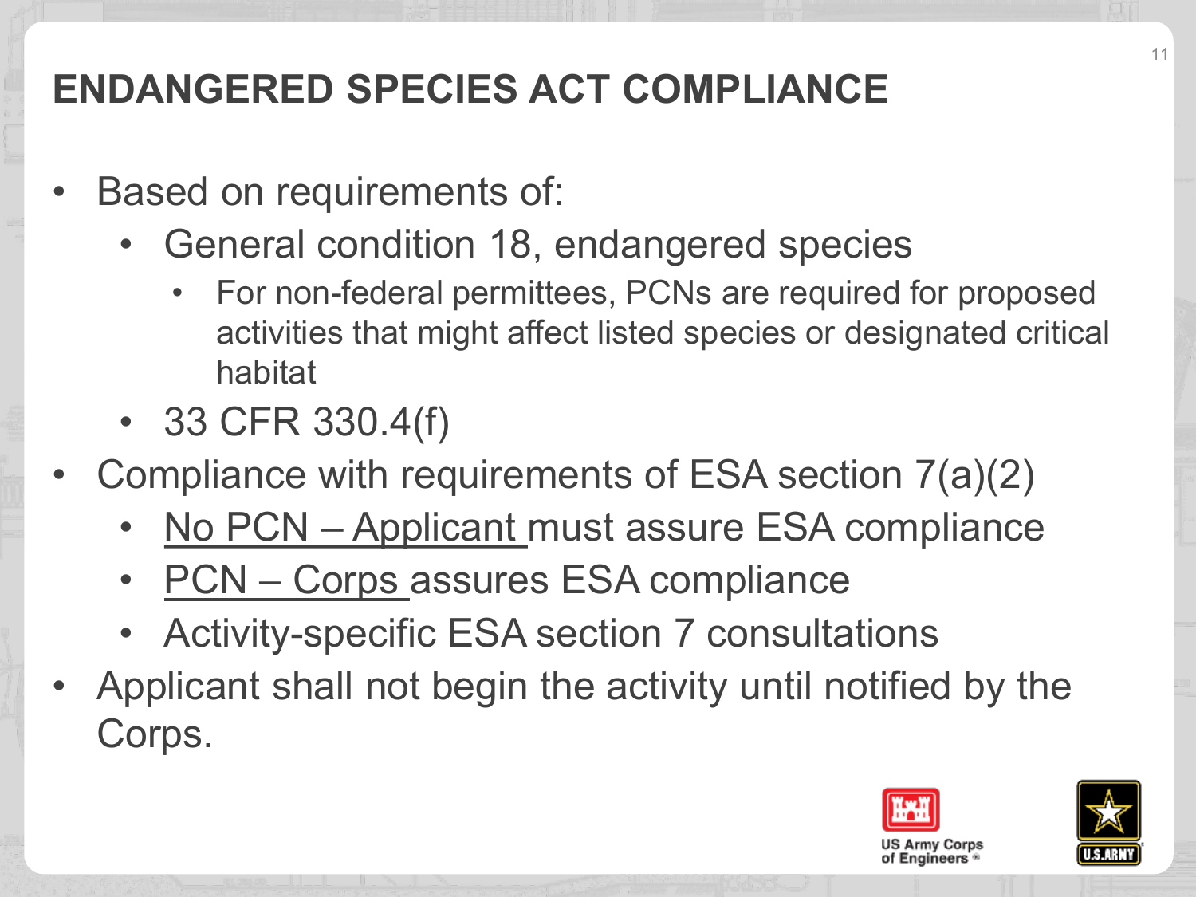# ENDANGERED SPECIES ACT COMPLIANCE

- Based on requirements of:
  - General condition 18, endangered species
    - For non-federal permittees, PCNs are required for proposed activities that might affect listed species or designated critical habitat
  - 33 CFR 330.4(f)
- Compliance with requirements of ESA section 7(a)(2)
  - <u>No PCN – Applicant</u> must assure ESA compliance
  - <u>PCN – Corps</u> assures ESA compliance
  - Activity-specific ESA section 7 consultations
- Applicant shall not begin the activity until notified by the Corps.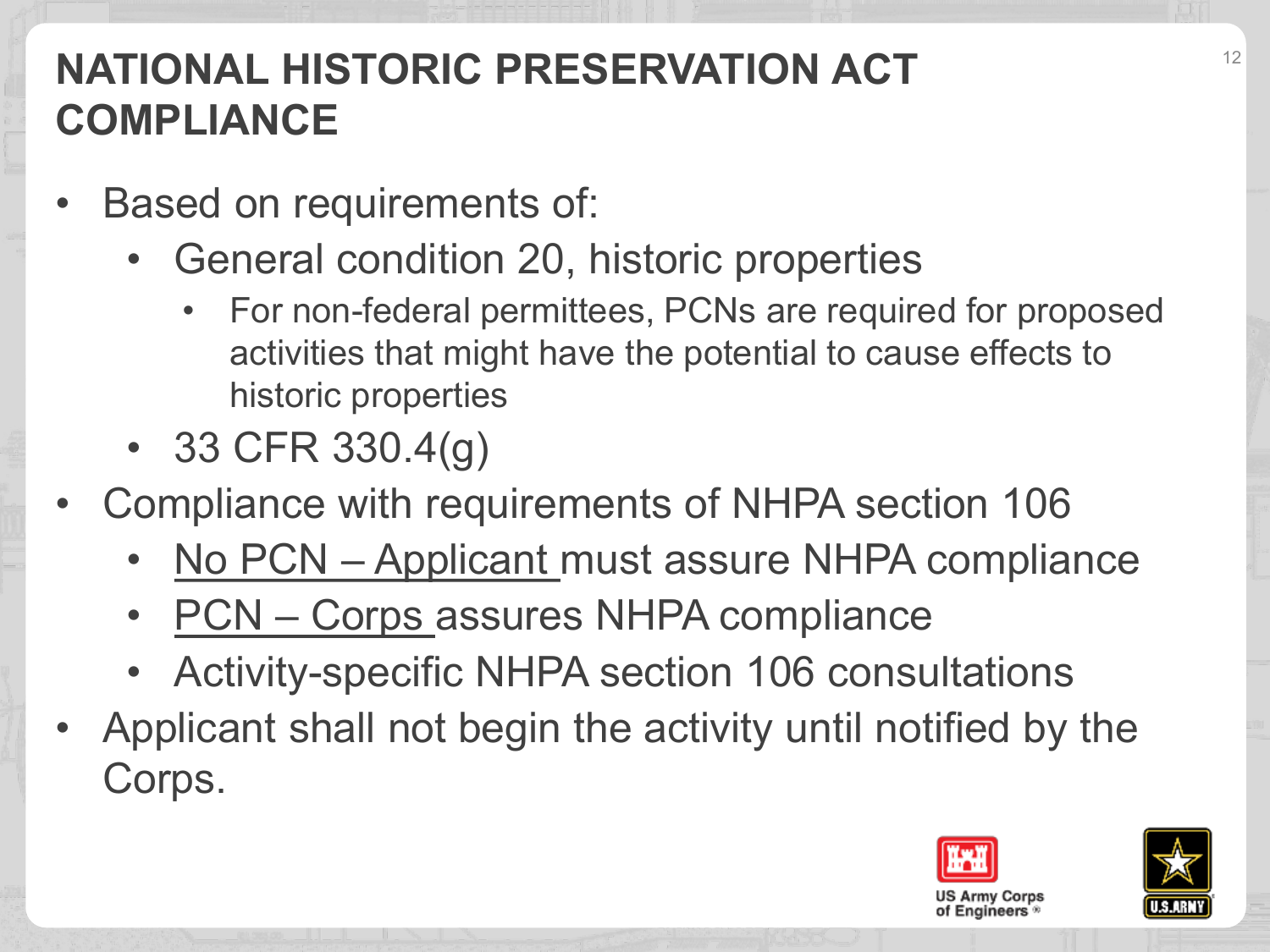# NATIONAL HISTORIC PRESERVATION ACT COMPLIANCE

- Based on requirements of:
  - General condition 20, historic properties
    - For non-federal permittees, PCNs are required for proposed activities that might have the potential to cause effects to historic properties
  - 33 CFR 330.4(g)
- Compliance with requirements of NHPA section 106
  - <u>No PCN – Applicant</u> must assure NHPA compliance
  - <u>PCN – Corps</u> assures NHPA compliance
  - Activity-specific NHPA section 106 consultations
- Applicant shall not begin the activity until notified by the Corps.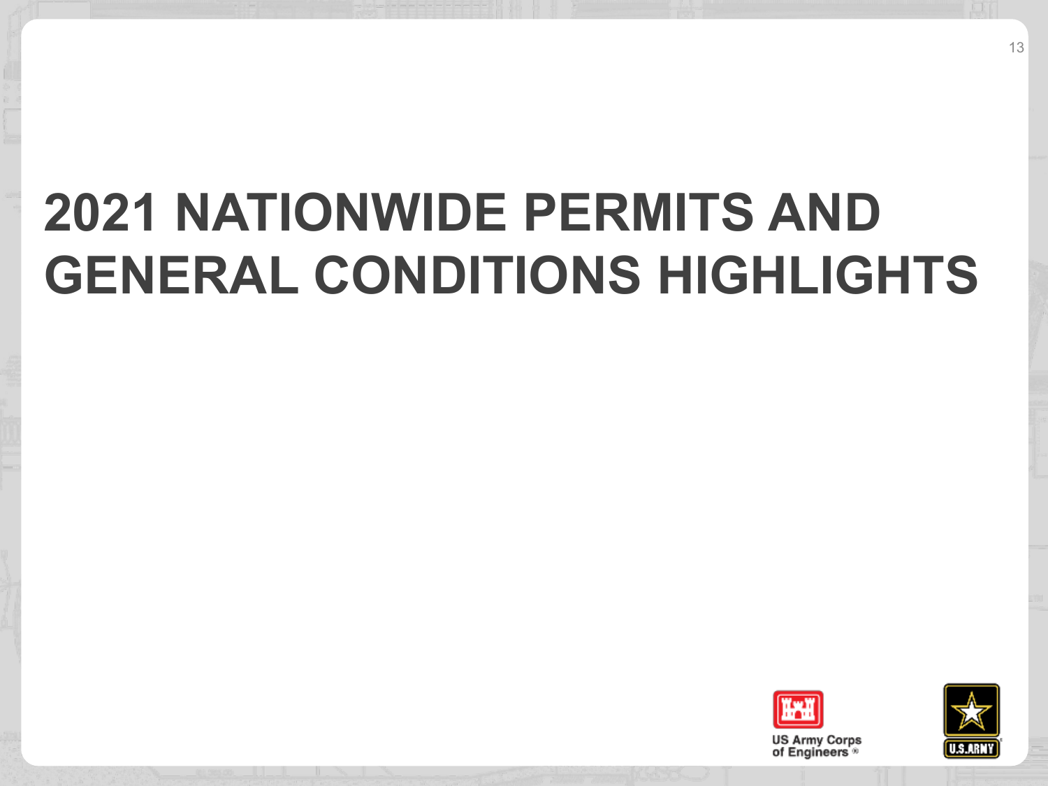# 2021 NATIONWIDE PERMITS AND GENERAL CONDITIONS HIGHLIGHTS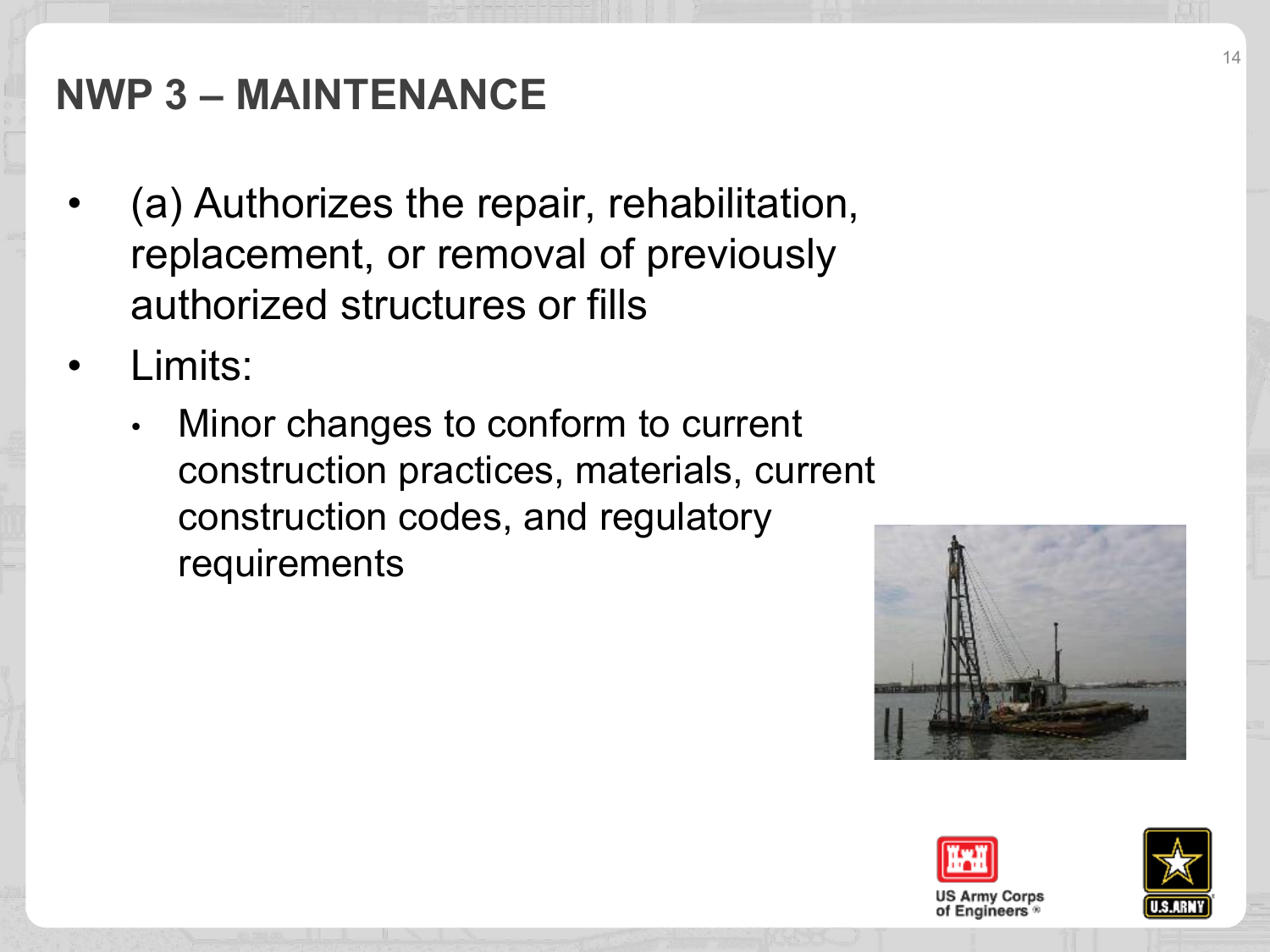# NWP 3 – MAINTENANCE

- (a) Authorizes the repair, rehabilitation, replacement, or removal of previously authorized structures or fills
- Limits:
  - Minor changes to conform to current construction practices, materials, current construction codes, and regulatory requirements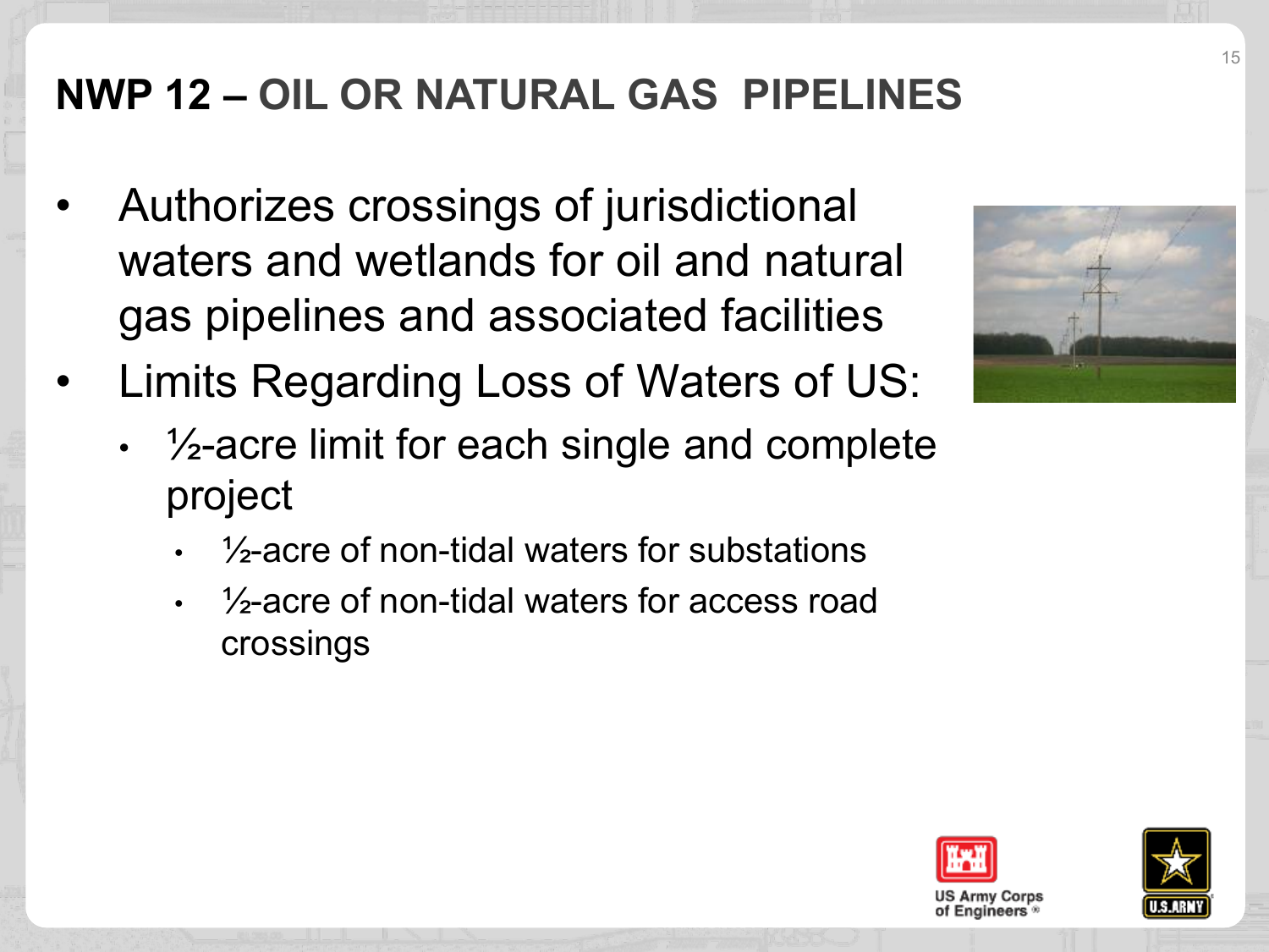# NWP 12 – OIL OR NATURAL GAS PIPELINES

- Authorizes crossings of jurisdictional waters and wetlands for oil and natural gas pipelines and associated facilities
- Limits Regarding Loss of Waters of US:
  - ½-acre limit for each single and complete project
    - ½-acre of non-tidal waters for substations
    - ½-acre of non-tidal waters for access road crossings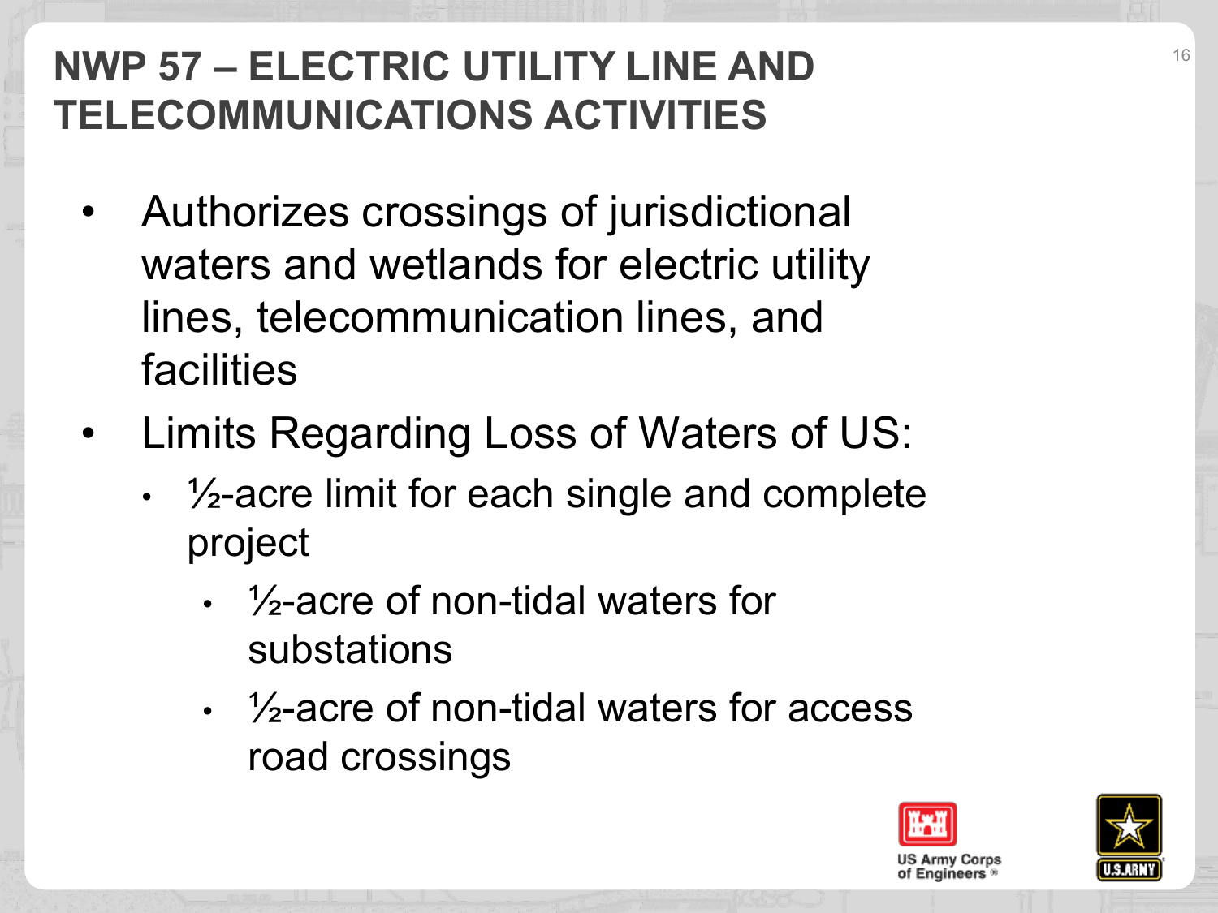# NWP 57 – ELECTRIC UTILITY LINE AND TELECOMMUNICATIONS ACTIVITIES

- Authorizes crossings of jurisdictional waters and wetlands for electric utility lines, telecommunication lines, and facilities
- Limits Regarding Loss of Waters of US:
  - ½-acre limit for each single and complete project
    - ½-acre of non-tidal waters for substations
    - ½-acre of non-tidal waters for access road crossings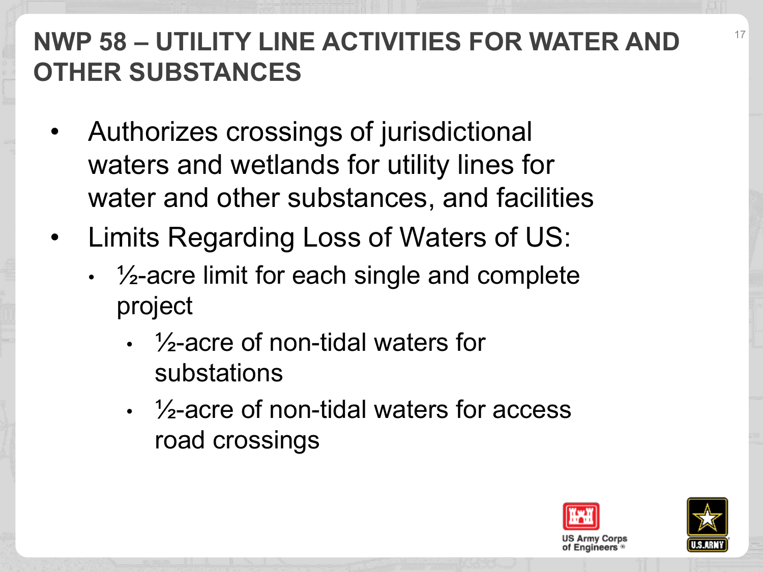# NWP 58 – UTILITY LINE ACTIVITIES FOR WATER AND OTHER SUBSTANCES

- Authorizes crossings of jurisdictional waters and wetlands for utility lines for water and other substances, and facilities
- Limits Regarding Loss of Waters of US:
  - ½-acre limit for each single and complete project
    - ½-acre of non-tidal waters for substations
    - ½-acre of non-tidal waters for access road crossings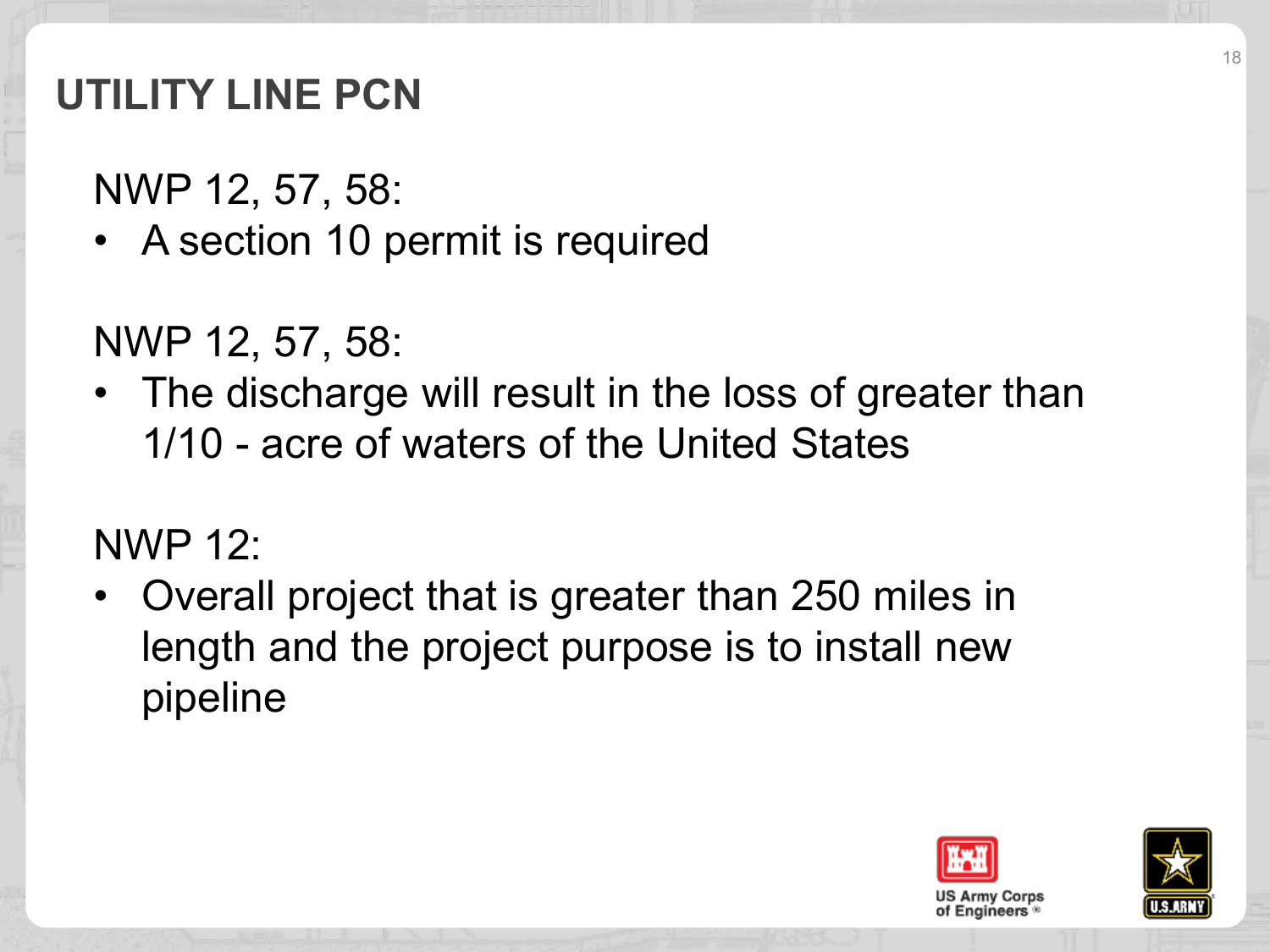# UTILITY LINE PCN

NWP 12, 57, 58:

- A section 10 permit is required

NWP 12, 57, 58:

- The discharge will result in the loss of greater than 1/10 - acre of waters of the United States

NWP 12:

- Overall project that is greater than 250 miles in length and the project purpose is to install new pipeline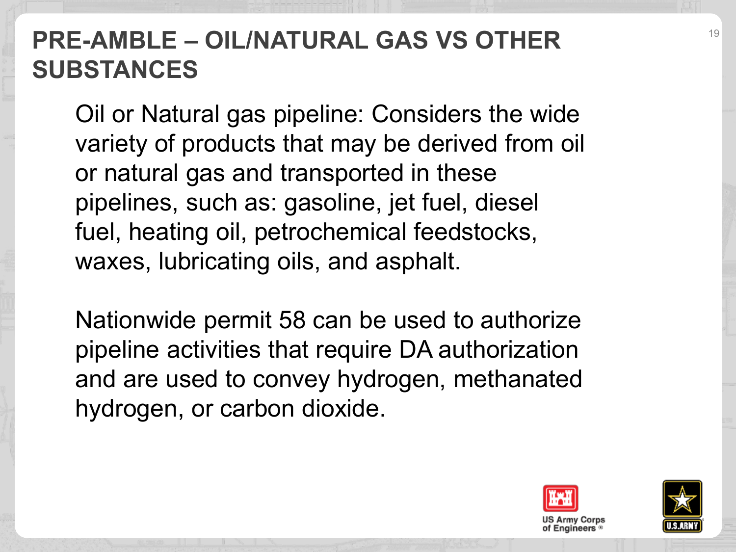# PRE-AMBLE – OIL/NATURAL GAS VS OTHER SUBSTANCES

Oil or Natural gas pipeline: Considers the wide variety of products that may be derived from oil or natural gas and transported in these pipelines, such as: gasoline, jet fuel, diesel fuel, heating oil, petrochemical feedstocks, waxes, lubricating oils, and asphalt.

Nationwide permit 58 can be used to authorize pipeline activities that require DA authorization and are used to convey hydrogen, methanated hydrogen, or carbon dioxide.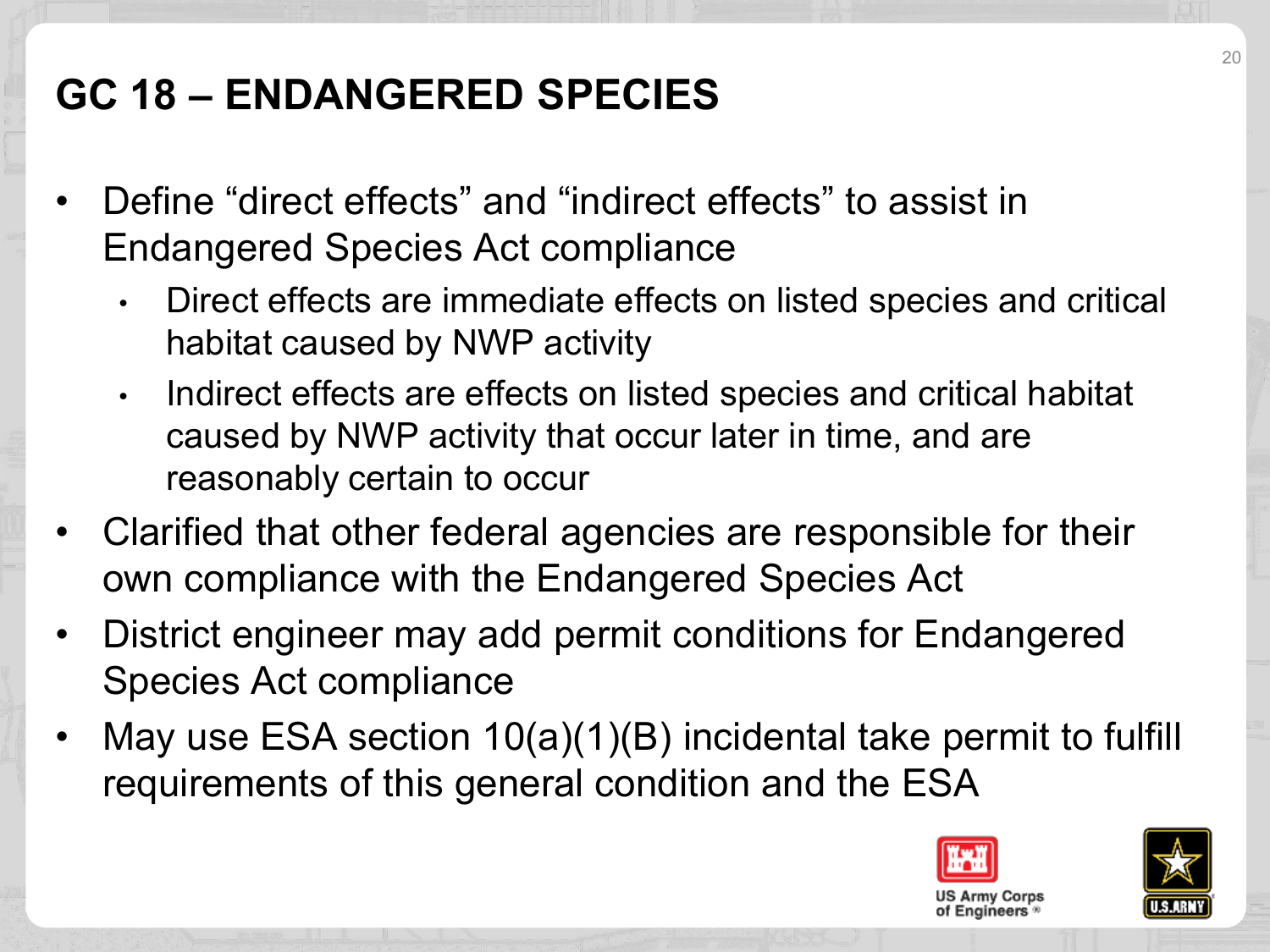# GC 18 – ENDANGERED SPECIES

- Define "direct effects" and "indirect effects" to assist in Endangered Species Act compliance
  - Direct effects are immediate effects on listed species and critical habitat caused by NWP activity
  - Indirect effects are effects on listed species and critical habitat caused by NWP activity that occur later in time, and are reasonably certain to occur
- Clarified that other federal agencies are responsible for their own compliance with the Endangered Species Act
- District engineer may add permit conditions for Endangered Species Act compliance
- May use ESA section 10(a)(1)(B) incidental take permit to fulfill requirements of this general condition and the ESA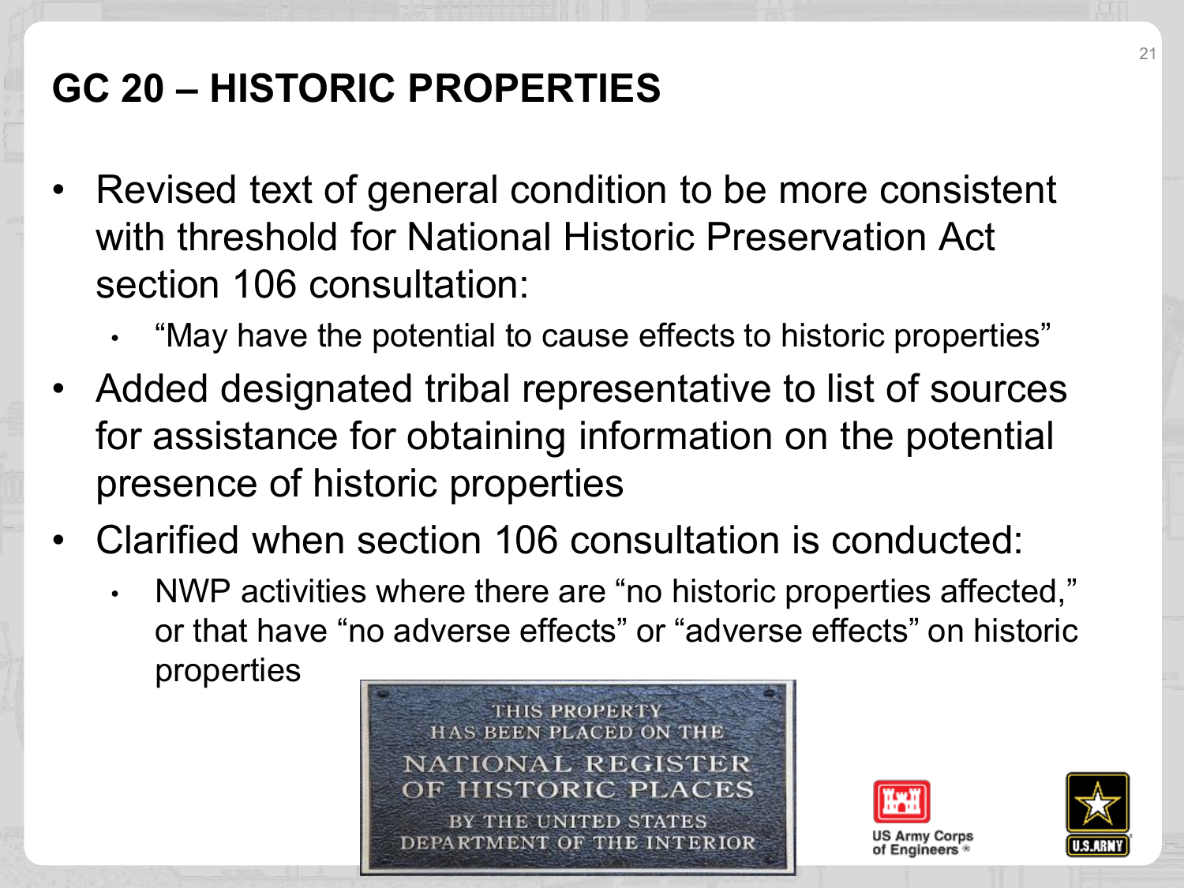# GC 20 – HISTORIC PROPERTIES

- Revised text of general condition to be more consistent with threshold for National Historic Preservation Act section 106 consultation:
  - "May have the potential to cause effects to historic properties"
- Added designated tribal representative to list of sources for assistance for obtaining information on the potential presence of historic properties
- Clarified when section 106 consultation is conducted:
  - NWP activities where there are "no historic properties affected," or that have "no adverse effects" or "adverse effects" on historic properties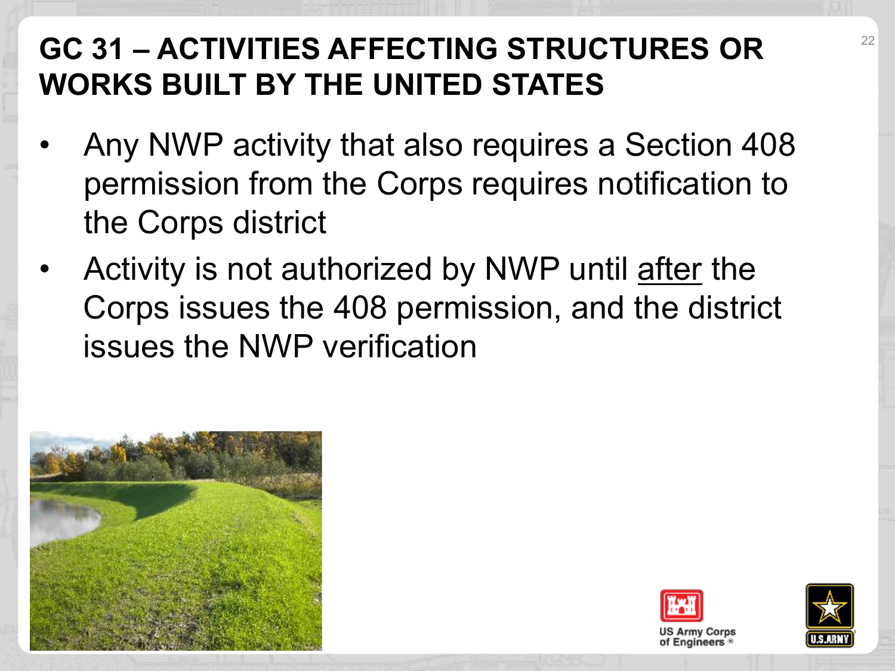# GC 31 – ACTIVITIES AFFECTING STRUCTURES OR WORKS BUILT BY THE UNITED STATES

- Any NWP activity that also requires a Section 408 permission from the Corps requires notification to the Corps district
- Activity is not authorized by NWP until <u>after</u> the Corps issues the 408 permission, and the district issues the NWP verification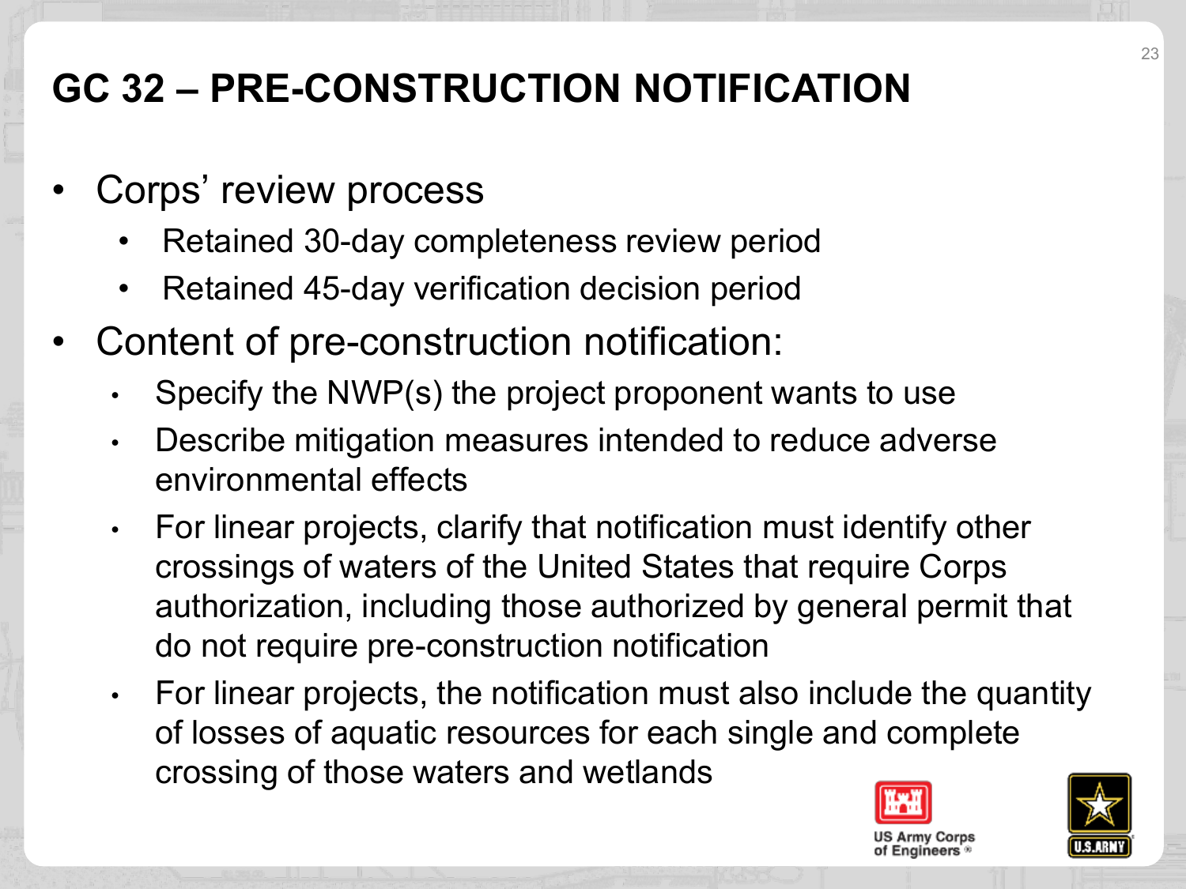# GC 32 – PRE-CONSTRUCTION NOTIFICATION

- Corps' review process
  - Retained 30-day completeness review period
  - Retained 45-day verification decision period
- Content of pre-construction notification:
  - Specify the NWP(s) the project proponent wants to use
  - Describe mitigation measures intended to reduce adverse environmental effects
  - For linear projects, clarify that notification must identify other crossings of waters of the United States that require Corps authorization, including those authorized by general permit that do not require pre-construction notification
  - For linear projects, the notification must also include the quantity of losses of aquatic resources for each single and complete crossing of those waters and wetlands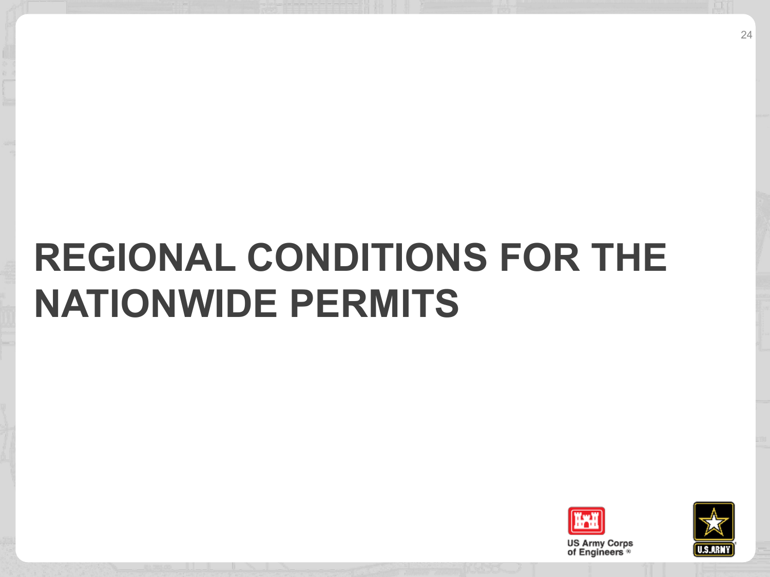# REGIONAL CONDITIONS FOR THE NATIONWIDE PERMITS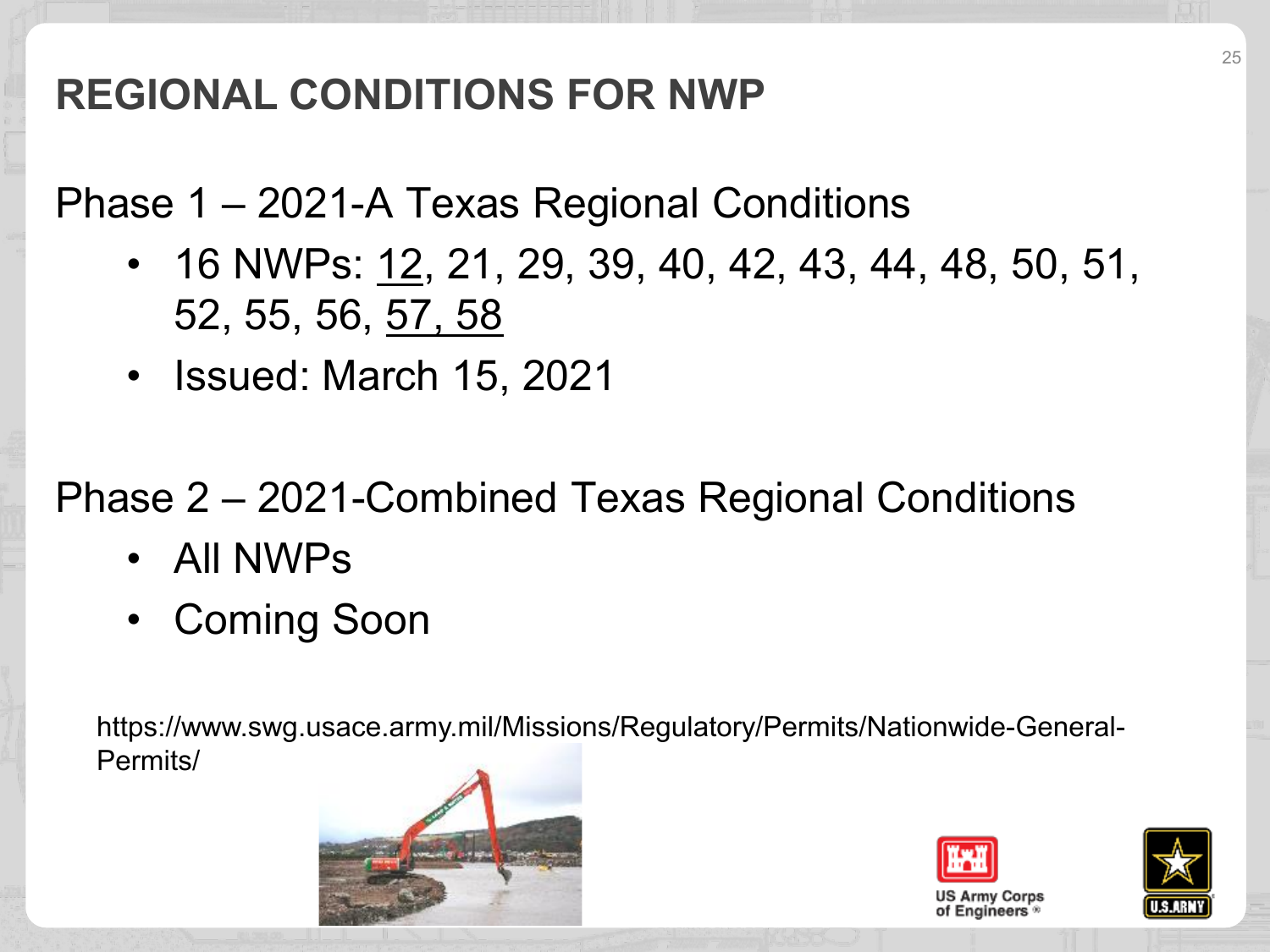# REGIONAL CONDITIONS FOR NWP

Phase 1 – 2021-A Texas Regional Conditions

- 16 NWPs: <u>12</u>, 21, 29, 39, 40, 42, 43, 44, 48, 50, 51, 52, 55, 56, <u>57, 58</u>
- Issued: March 15, 2021

Phase 2 – 2021-Combined Texas Regional Conditions

- All NWPs
- Coming Soon

https://www.swg.usace.army.mil/Missions/Regulatory/Permits/Nationwide-General-Permits/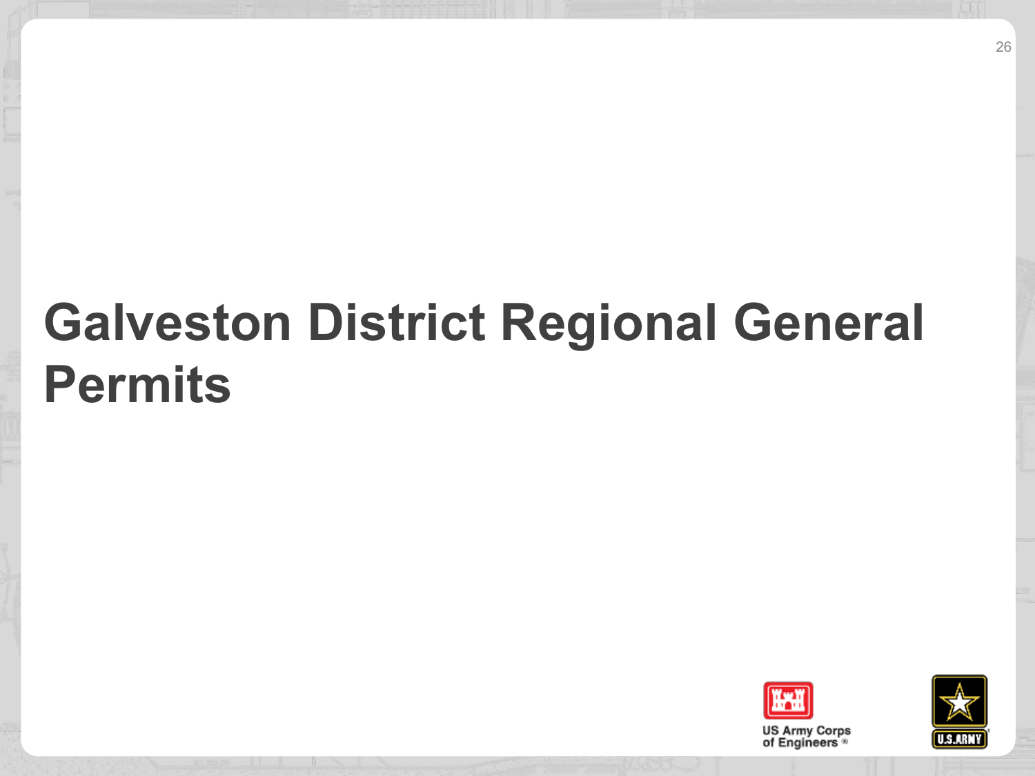# Galveston District Regional General Permits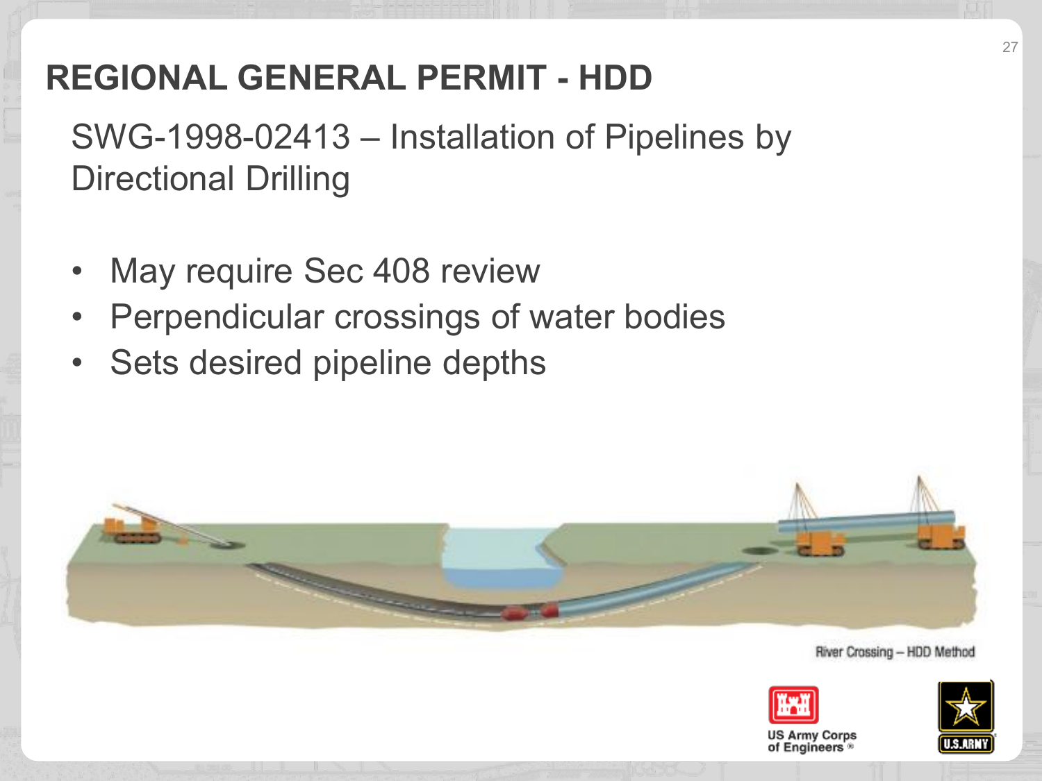# REGIONAL GENERAL PERMIT - HDD

SWG-1998-02413 – Installation of Pipelines by Directional Drilling

- May require Sec 408 review
- Perpendicular crossings of water bodies
- Sets desired pipeline depths

River Crossing – HDD Method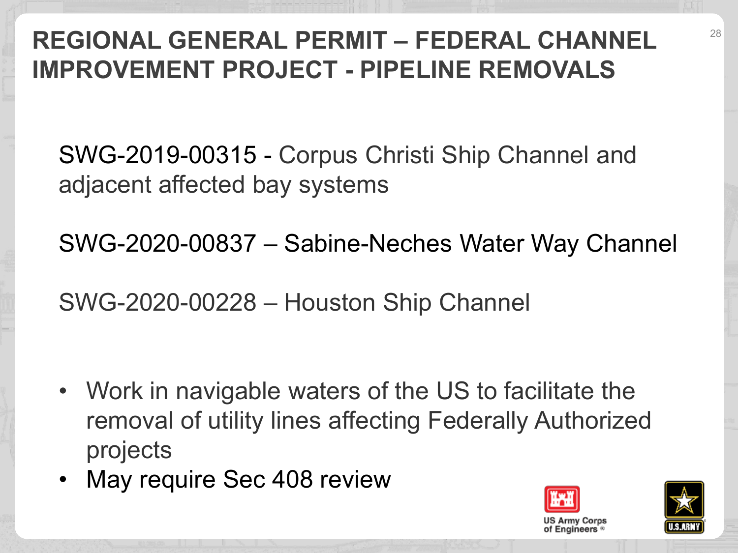# REGIONAL GENERAL PERMIT – FEDERAL CHANNEL IMPROVEMENT PROJECT - PIPELINE REMOVALS

SWG-2019-00315 - Corpus Christi Ship Channel and adjacent affected bay systems

SWG-2020-00837 – Sabine-Neches Water Way Channel

SWG-2020-00228 – Houston Ship Channel

- Work in navigable waters of the US to facilitate the removal of utility lines affecting Federally Authorized projects
- May require Sec 408 review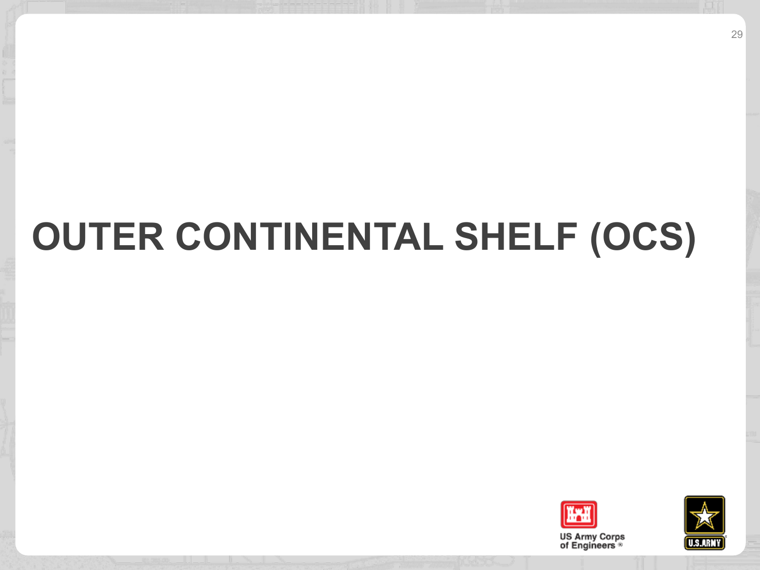# OUTER CONTINENTAL SHELF (OCS)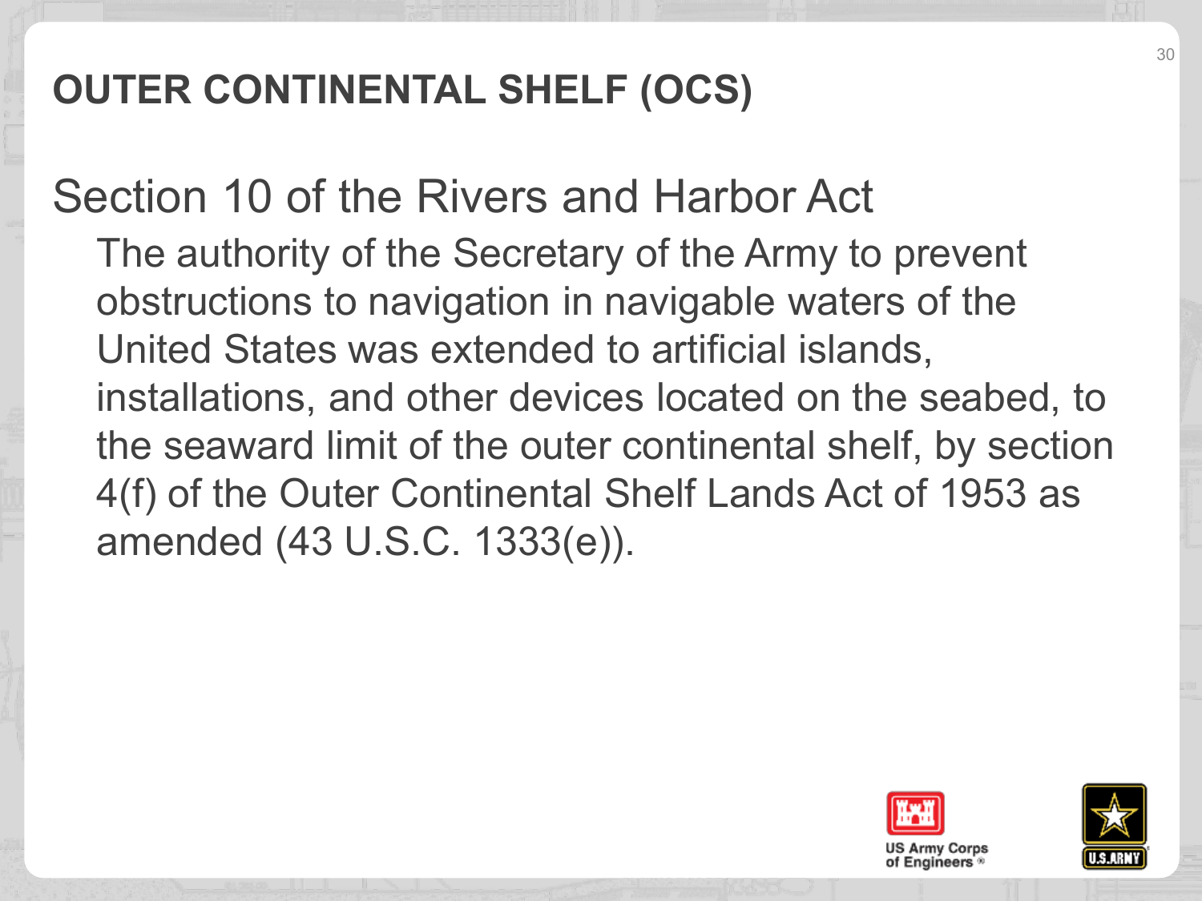# OUTER CONTINENTAL SHELF (OCS)

## Section 10 of the Rivers and Harbor Act

The authority of the Secretary of the Army to prevent obstructions to navigation in navigable waters of the United States was extended to artificial islands, installations, and other devices located on the seabed, to the seaward limit of the outer continental shelf, by section 4(f) of the Outer Continental Shelf Lands Act of 1953 as amended (43 U.S.C. 1333(e)).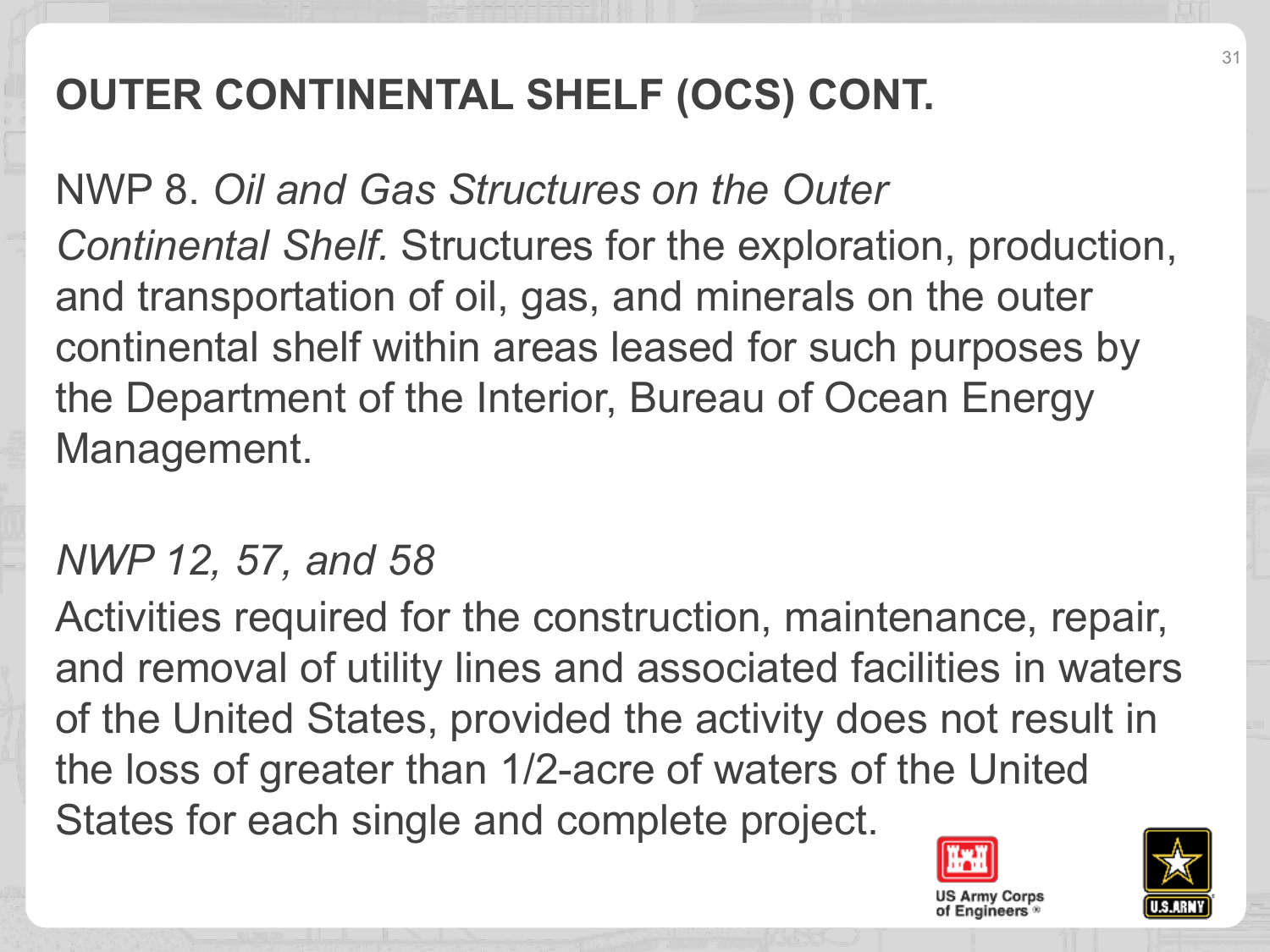# OUTER CONTINENTAL SHELF (OCS) CONT.

NWP 8. *Oil and Gas Structures on the Outer Continental Shelf.* Structures for the exploration, production, and transportation of oil, gas, and minerals on the outer continental shelf within areas leased for such purposes by the Department of the Interior, Bureau of Ocean Energy Management.

*NWP 12, 57, and 58*

Activities required for the construction, maintenance, repair, and removal of utility lines and associated facilities in waters of the United States, provided the activity does not result in the loss of greater than 1/2-acre of waters of the United States for each single and complete project.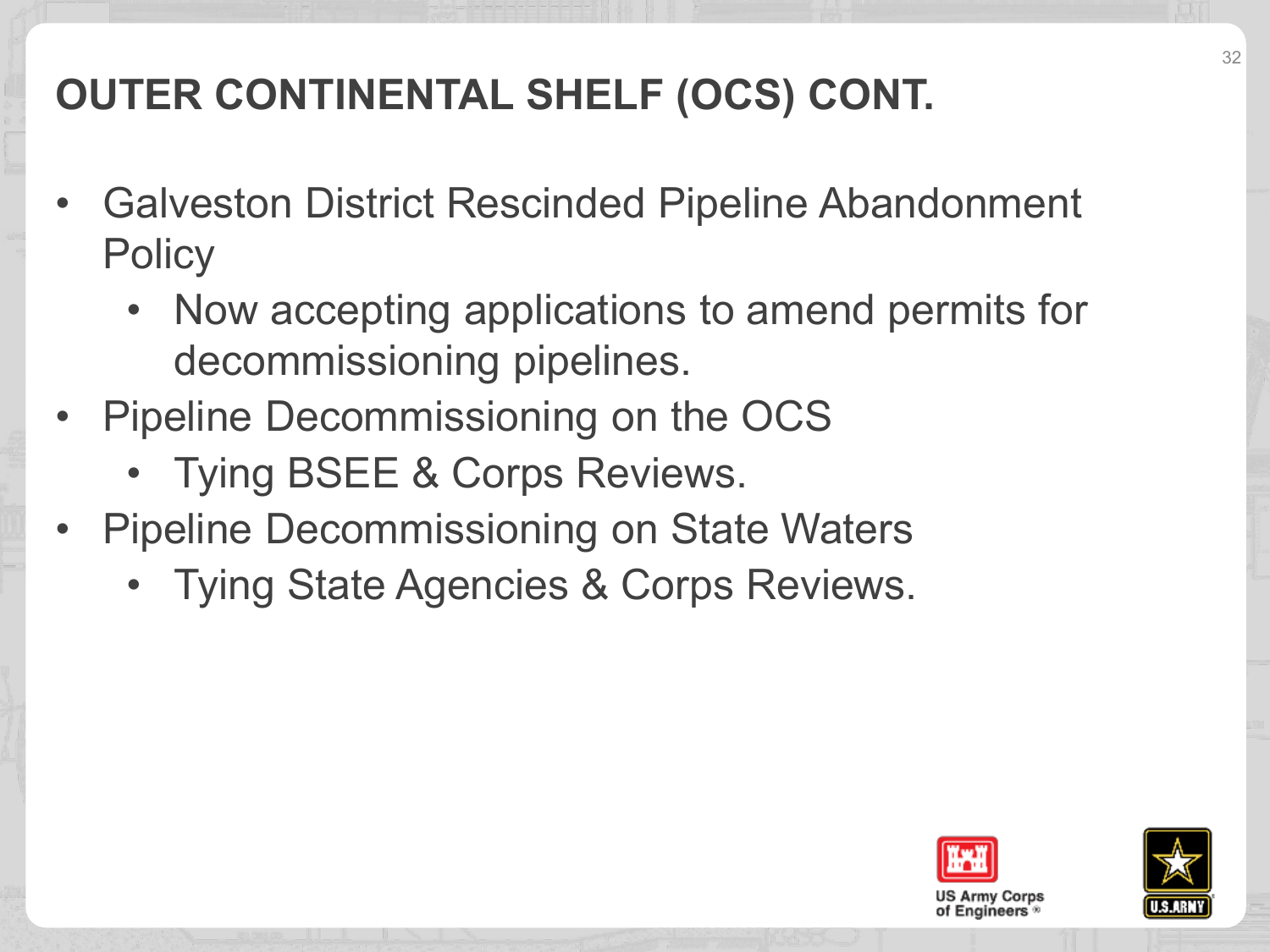# OUTER CONTINENTAL SHELF (OCS) CONT.

- Galveston District Rescinded Pipeline Abandonment Policy
  - Now accepting applications to amend permits for decommissioning pipelines.
- Pipeline Decommissioning on the OCS
  - Tying BSEE & Corps Reviews.
- Pipeline Decommissioning on State Waters
  - Tying State Agencies & Corps Reviews.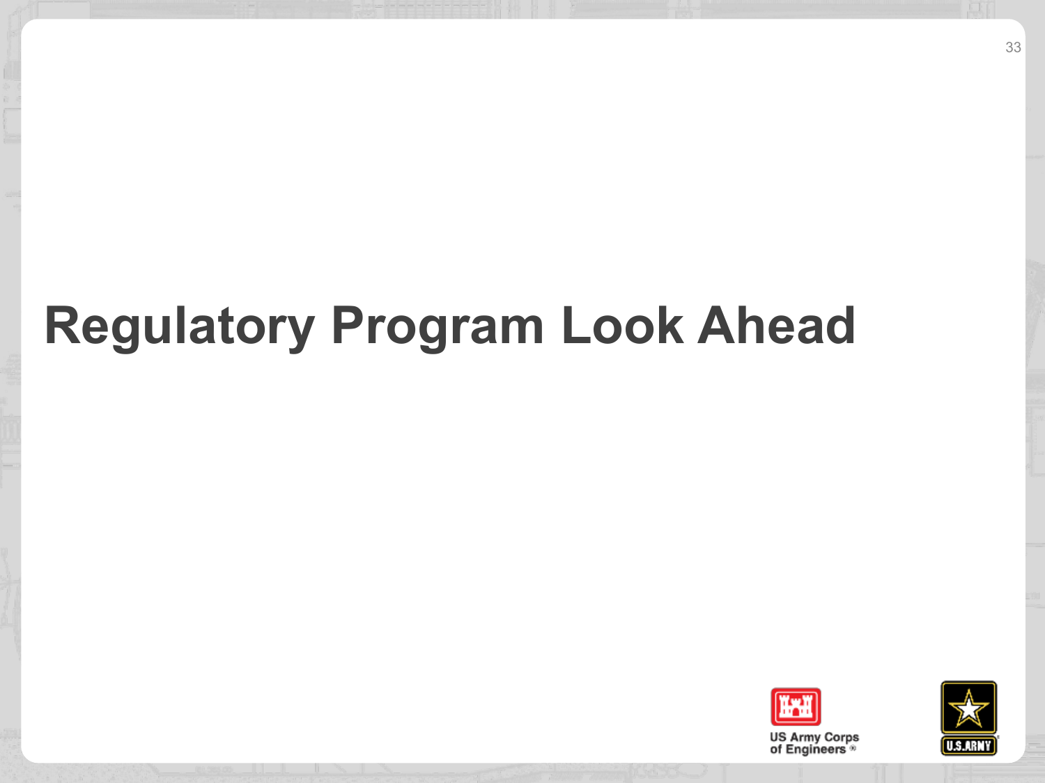# Regulatory Program Look Ahead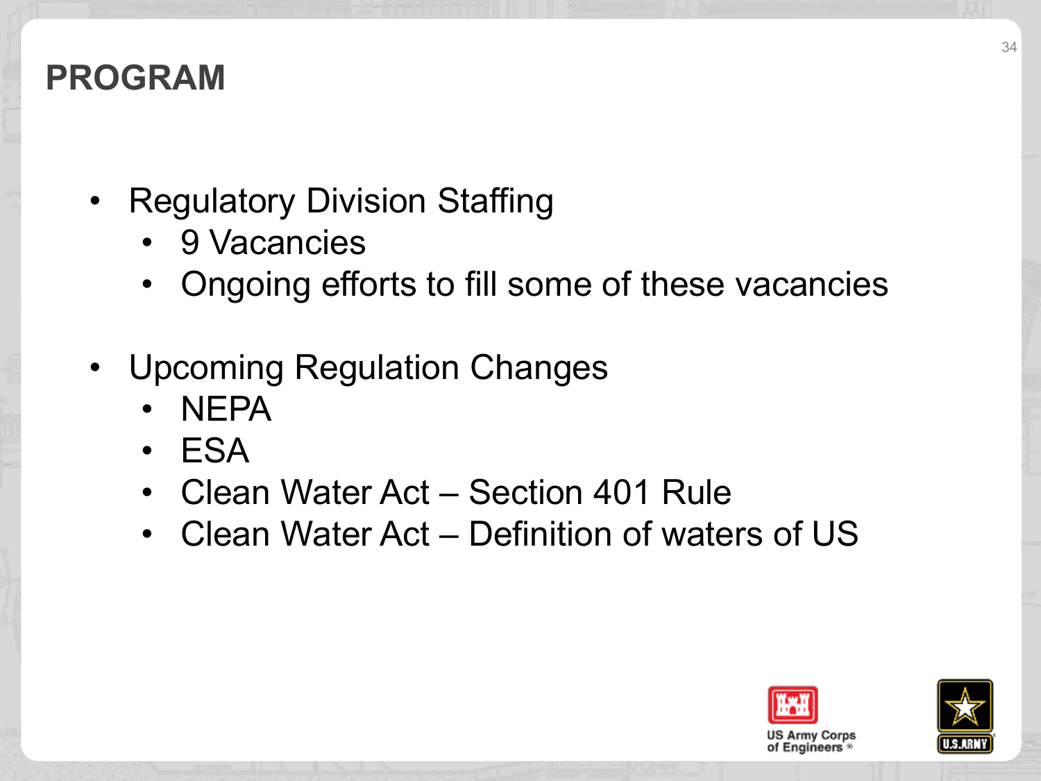# PROGRAM

- Regulatory Division Staffing
  - 9 Vacancies
  - Ongoing efforts to fill some of these vacancies

- Upcoming Regulation Changes
  - NEPA
  - ESA
  - Clean Water Act – Section 401 Rule
  - Clean Water Act – Definition of waters of US

US Army Corps of Engineers

U.S. ARMY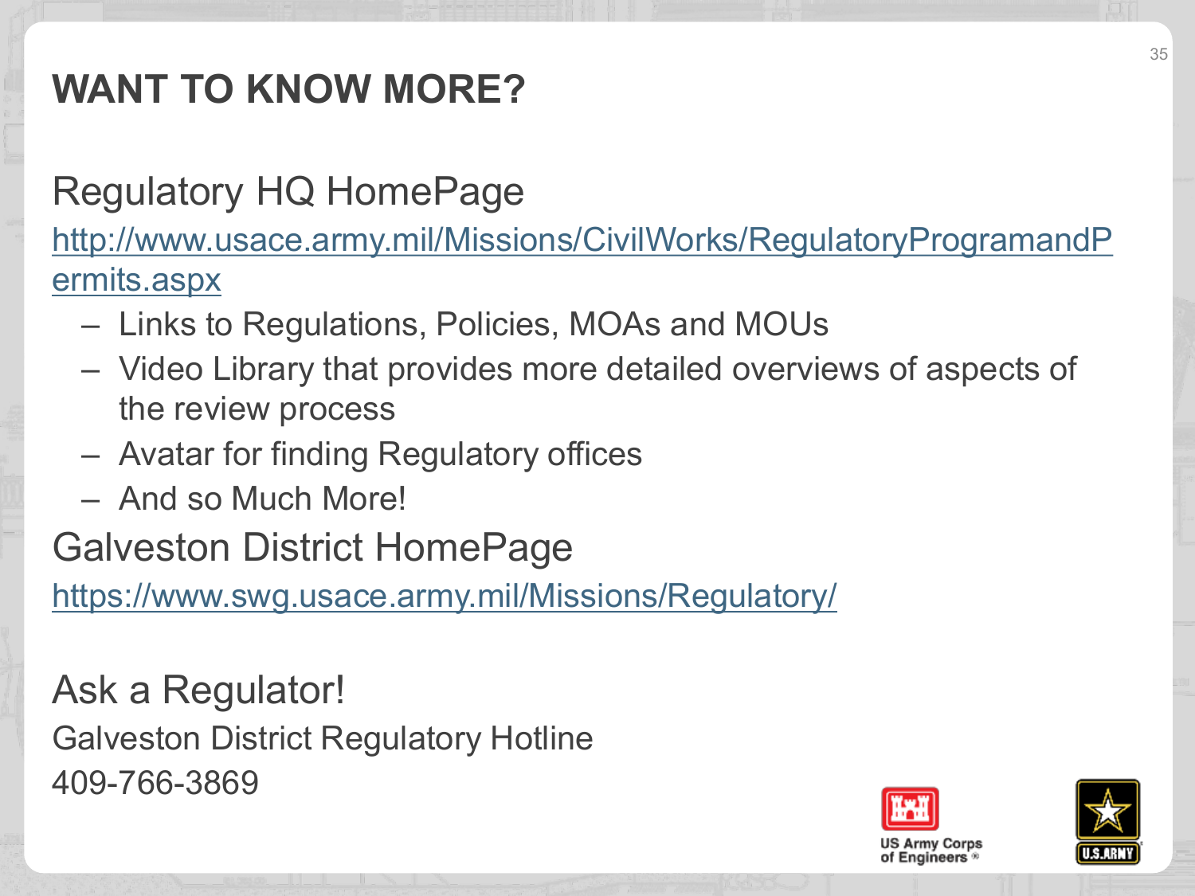# WANT TO KNOW MORE?

Regulatory HQ HomePage

http://www.usace.army.mil/Missions/CivilWorks/RegulatoryProgramandPermits.aspx

- Links to Regulations, Policies, MOAs and MOUs
- Video Library that provides more detailed overviews of aspects of the review process
- Avatar for finding Regulatory offices
- And so Much More!

Galveston District HomePage

https://www.swg.usace.army.mil/Missions/Regulatory/

Ask a Regulator!

Galveston District Regulatory Hotline

409-766-3869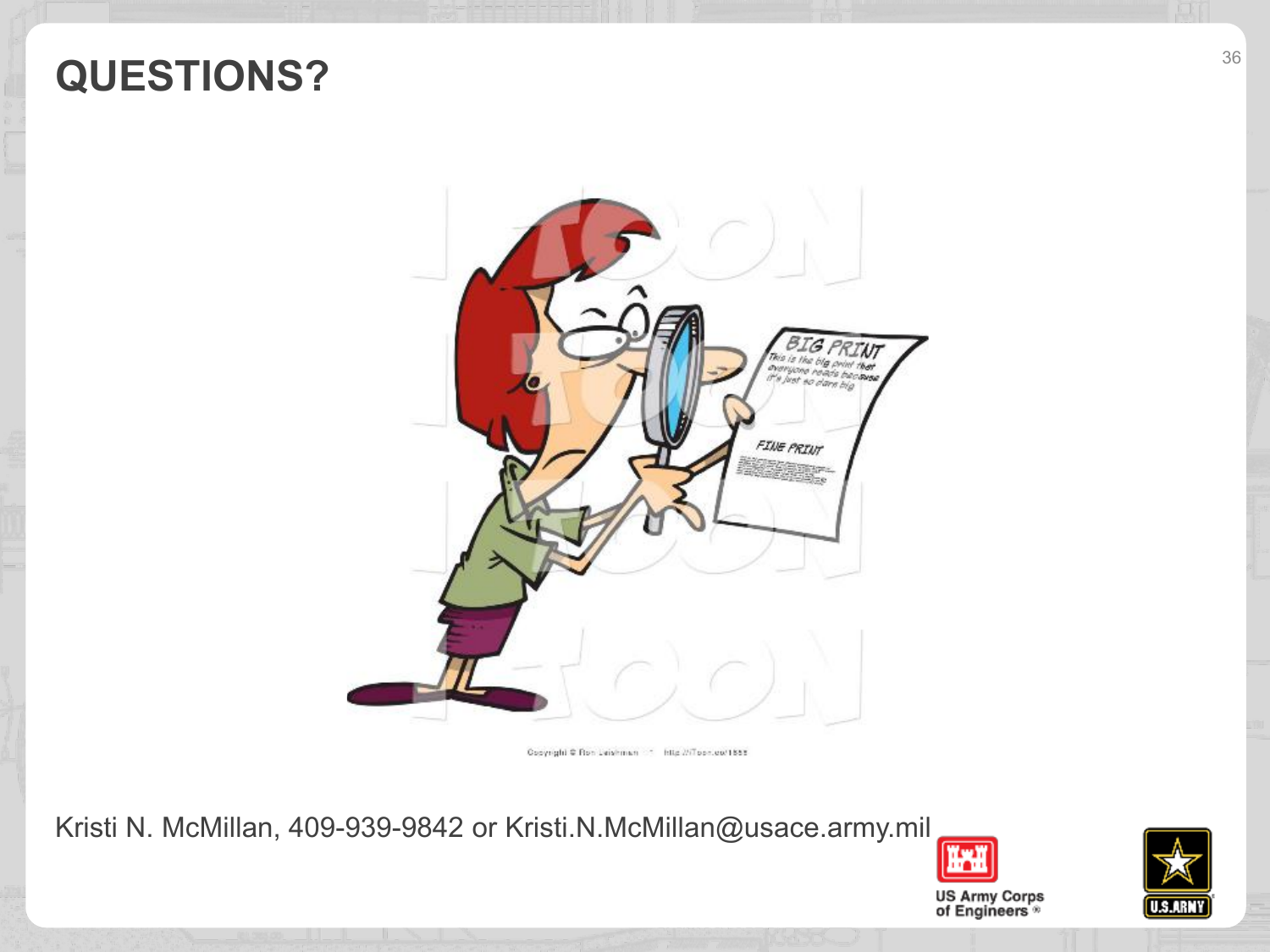# QUESTIONS?

Kristi N. McMillan, 409-939-9842 or Kristi.N.McMillan@usace.army.mil